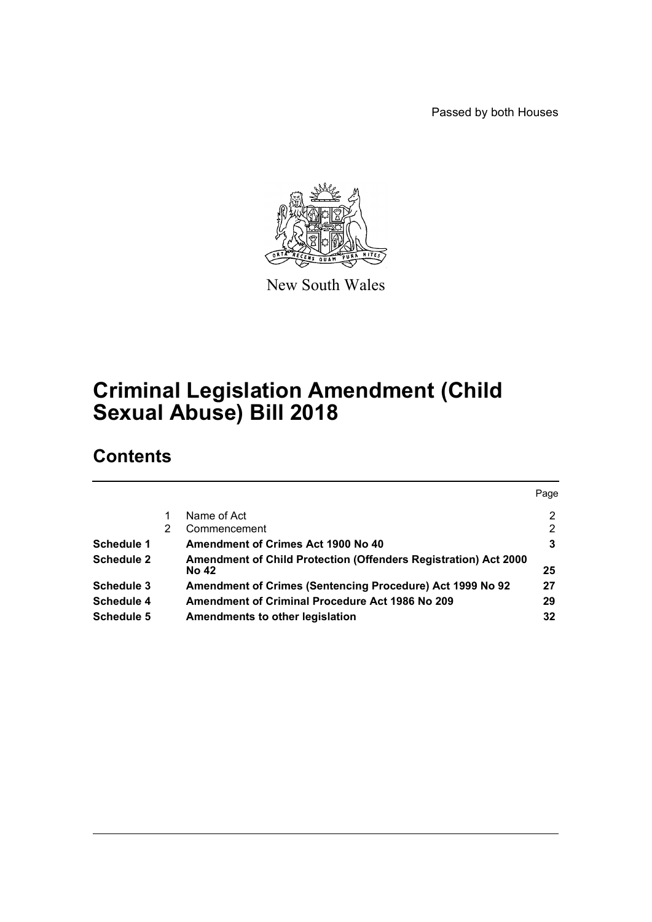Passed by both Houses

New South Wales

# Criminal Legislation Amendment (Child Sexual Abuse) Bill 2018

## Contents

| | | | Page |
|---|---|---|---|
| | 1 | Name of Act | 2 |
| | 2 | Commencement | 2 |
| **Schedule 1** | | **Amendment of Crimes Act 1900 No 40** | **3** |
| **Schedule 2** | | **Amendment of Child Protection (Offenders Registration) Act 2000 No 42** | **25** |
| **Schedule 3** | | **Amendment of Crimes (Sentencing Procedure) Act 1999 No 92** | **27** |
| **Schedule 4** | | **Amendment of Criminal Procedure Act 1986 No 209** | **29** |
| **Schedule 5** | | **Amendments to other legislation** | **32** |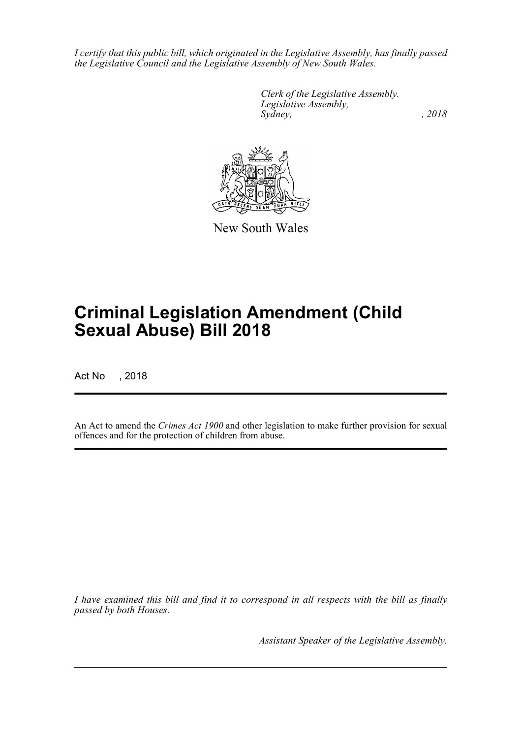*I certify that this public bill, which originated in the Legislative Assembly, has finally passed the Legislative Council and the Legislative Assembly of New South Wales.*

*Clerk of the Legislative Assembly.*
*Legislative Assembly,*
*Sydney, , 2018*

New South Wales

# Criminal Legislation Amendment (Child Sexual Abuse) Bill 2018

Act No , 2018

An Act to amend the *Crimes Act 1900* and other legislation to make further provision for sexual offences and for the protection of children from abuse.

*I have examined this bill and find it to correspond in all respects with the bill as finally passed by both Houses.*

*Assistant Speaker of the Legislative Assembly.*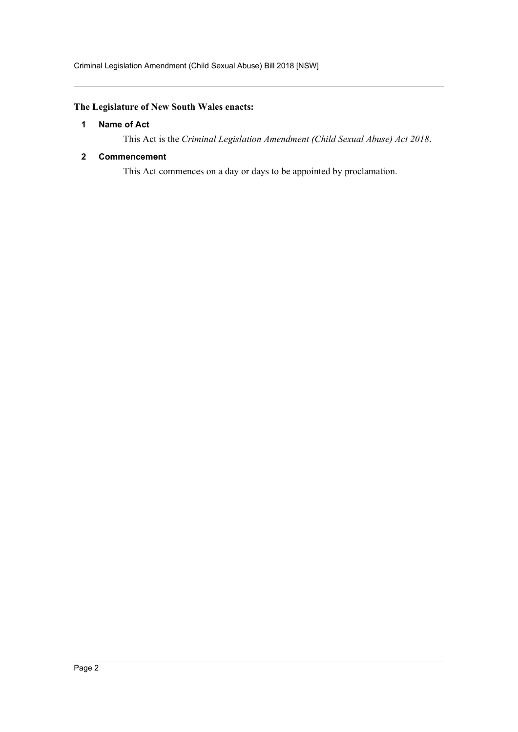**The Legislature of New South Wales enacts:**

## 1 Name of Act

This Act is the *Criminal Legislation Amendment (Child Sexual Abuse) Act 2018*.

## 2 Commencement

This Act commences on a day or days to be appointed by proclamation.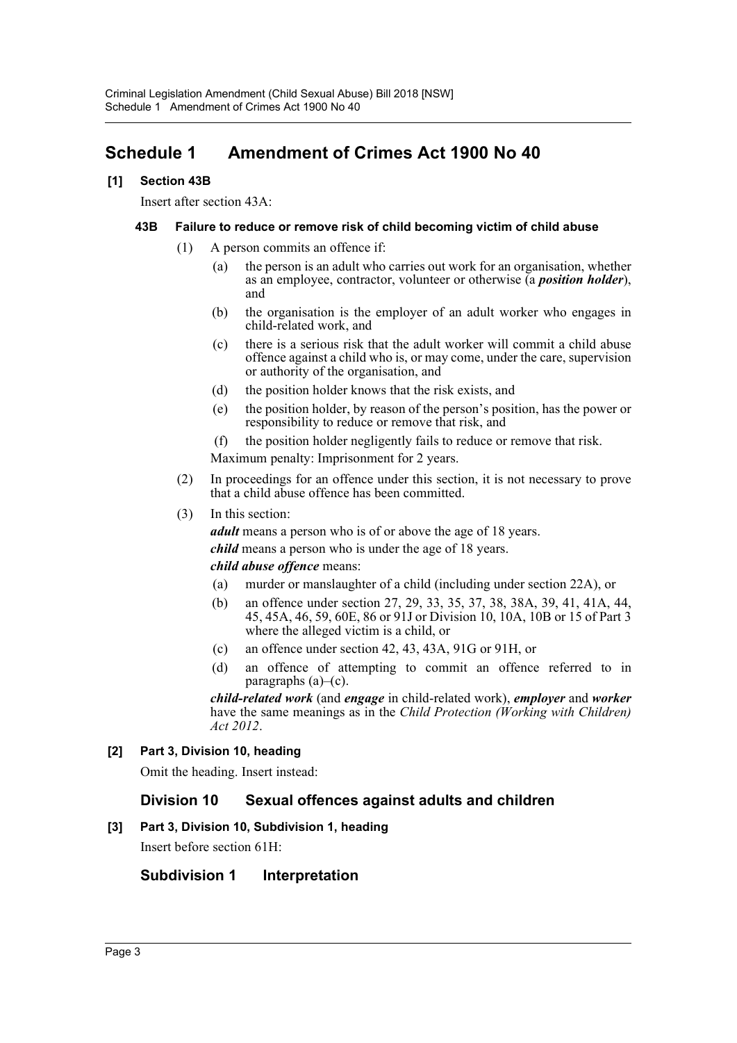# Schedule 1 Amendment of Crimes Act 1900 No 40

**[1] Section 43B**

Insert after section 43A:

**43B Failure to reduce or remove risk of child becoming victim of child abuse**

(1) A person commits an offence if:

(a) the person is an adult who carries out work for an organisation, whether as an employee, contractor, volunteer or otherwise (a ***position holder***), and

(b) the organisation is the employer of an adult worker who engages in child-related work, and

(c) there is a serious risk that the adult worker will commit a child abuse offence against a child who is, or may come, under the care, supervision or authority of the organisation, and

(d) the position holder knows that the risk exists, and

(e) the position holder, by reason of the person's position, has the power or responsibility to reduce or remove that risk, and

(f) the position holder negligently fails to reduce or remove that risk.

Maximum penalty: Imprisonment for 2 years.

(2) In proceedings for an offence under this section, it is not necessary to prove that a child abuse offence has been committed.

(3) In this section:

***adult*** means a person who is of or above the age of 18 years.

***child*** means a person who is under the age of 18 years.

***child abuse offence*** means:

(a) murder or manslaughter of a child (including under section 22A), or

(b) an offence under section 27, 29, 33, 35, 37, 38, 38A, 39, 41, 41A, 44, 45, 45A, 46, 59, 60E, 86 or 91J or Division 10, 10A, 10B or 15 of Part 3 where the alleged victim is a child, or

(c) an offence under section 42, 43, 43A, 91G or 91H, or

(d) an offence of attempting to commit an offence referred to in paragraphs (a)–(c).

***child-related work*** (and ***engage*** in child-related work), ***employer*** and ***worker*** have the same meanings as in the *Child Protection (Working with Children) Act 2012*.

**[2] Part 3, Division 10, heading**

Omit the heading. Insert instead:

## Division 10 Sexual offences against adults and children

**[3] Part 3, Division 10, Subdivision 1, heading**

Insert before section 61H:

## Subdivision 1 Interpretation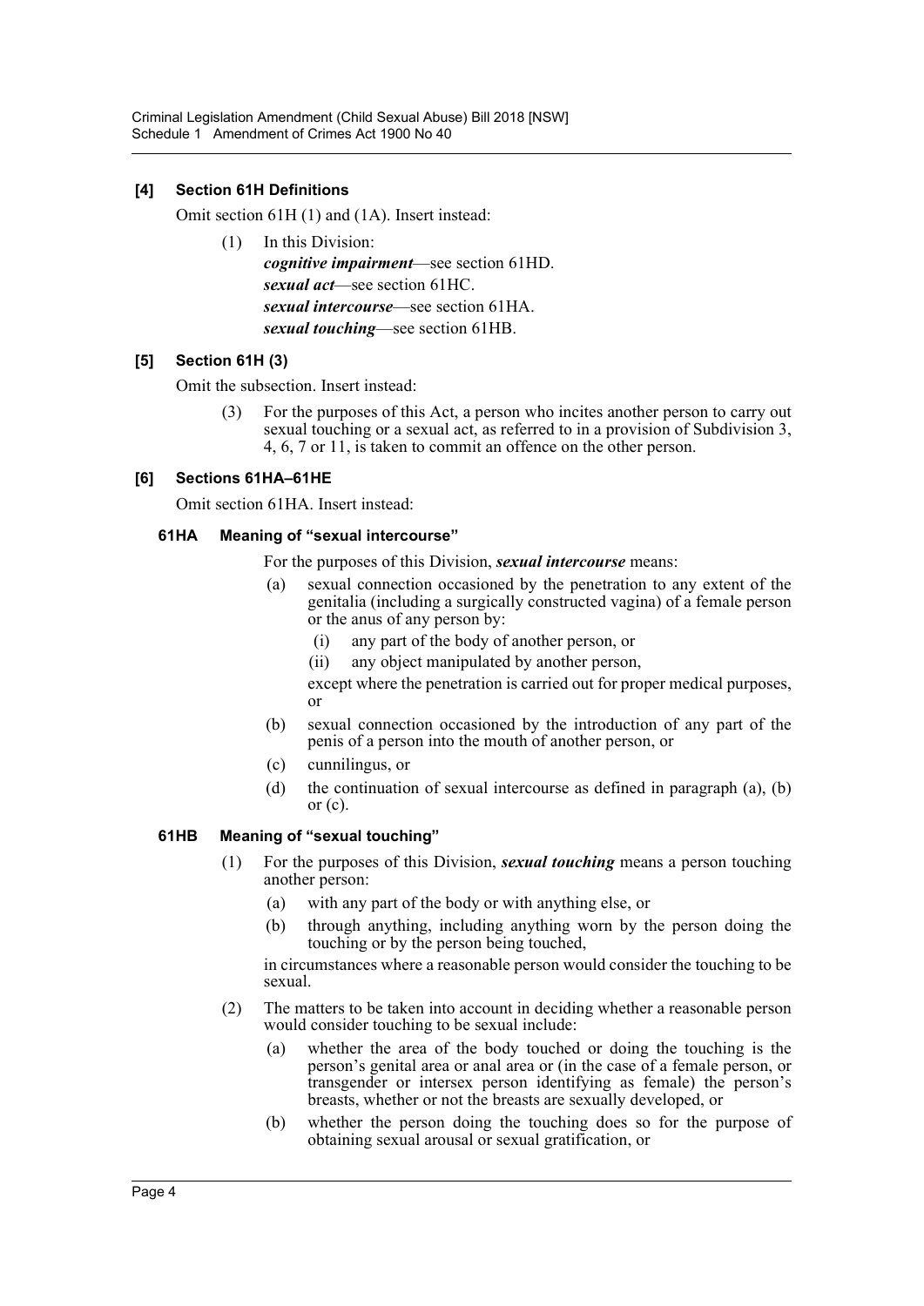### [4] Section 61H Definitions

Omit section 61H (1) and (1A). Insert instead:

(1) In this Division:

***cognitive impairment***—see section 61HD.

***sexual act***—see section 61HC.

***sexual intercourse***—see section 61HA.

***sexual touching***—see section 61HB.

### [5] Section 61H (3)

Omit the subsection. Insert instead:

(3) For the purposes of this Act, a person who incites another person to carry out sexual touching or a sexual act, as referred to in a provision of Subdivision 3, 4, 6, 7 or 11, is taken to commit an offence on the other person.

### [6] Sections 61HA–61HE

Omit section 61HA. Insert instead:

#### 61HA Meaning of "sexual intercourse"

For the purposes of this Division, ***sexual intercourse*** means:

(a) sexual connection occasioned by the penetration to any extent of the genitalia (including a surgically constructed vagina) of a female person or the anus of any person by:

(i) any part of the body of another person, or

(ii) any object manipulated by another person,

except where the penetration is carried out for proper medical purposes, or

(b) sexual connection occasioned by the introduction of any part of the penis of a person into the mouth of another person, or

(c) cunnilingus, or

(d) the continuation of sexual intercourse as defined in paragraph (a), (b) or (c).

#### 61HB Meaning of "sexual touching"

(1) For the purposes of this Division, ***sexual touching*** means a person touching another person:

(a) with any part of the body or with anything else, or

(b) through anything, including anything worn by the person doing the touching or by the person being touched,

in circumstances where a reasonable person would consider the touching to be sexual.

(2) The matters to be taken into account in deciding whether a reasonable person would consider touching to be sexual include:

(a) whether the area of the body touched or doing the touching is the person's genital area or anal area or (in the case of a female person, or transgender or intersex person identifying as female) the person's breasts, whether or not the breasts are sexually developed, or

(b) whether the person doing the touching does so for the purpose of obtaining sexual arousal or sexual gratification, or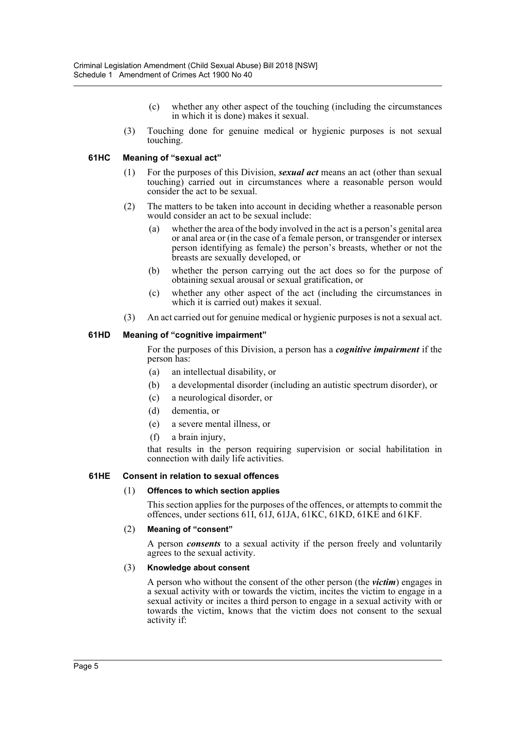(c) whether any other aspect of the touching (including the circumstances in which it is done) makes it sexual.

(3) Touching done for genuine medical or hygienic purposes is not sexual touching.

### 61HC Meaning of "sexual act"

(1) For the purposes of this Division, ***sexual act*** means an act (other than sexual touching) carried out in circumstances where a reasonable person would consider the act to be sexual.

(2) The matters to be taken into account in deciding whether a reasonable person would consider an act to be sexual include:

(a) whether the area of the body involved in the act is a person's genital area or anal area or (in the case of a female person, or transgender or intersex person identifying as female) the person's breasts, whether or not the breasts are sexually developed, or

(b) whether the person carrying out the act does so for the purpose of obtaining sexual arousal or sexual gratification, or

(c) whether any other aspect of the act (including the circumstances in which it is carried out) makes it sexual.

(3) An act carried out for genuine medical or hygienic purposes is not a sexual act.

### 61HD Meaning of "cognitive impairment"

For the purposes of this Division, a person has a ***cognitive impairment*** if the person has:

(a) an intellectual disability, or

(b) a developmental disorder (including an autistic spectrum disorder), or

(c) a neurological disorder, or

(d) dementia, or

(e) a severe mental illness, or

(f) a brain injury,

that results in the person requiring supervision or social habilitation in connection with daily life activities.

### 61HE Consent in relation to sexual offences

(1) **Offences to which section applies**

This section applies for the purposes of the offences, or attempts to commit the offences, under sections 61I, 61J, 61JA, 61KC, 61KD, 61KE and 61KF.

(2) **Meaning of "consent"**

A person ***consents*** to a sexual activity if the person freely and voluntarily agrees to the sexual activity.

(3) **Knowledge about consent**

A person who without the consent of the other person (the ***victim***) engages in a sexual activity with or towards the victim, incites the victim to engage in a sexual activity or incites a third person to engage in a sexual activity with or towards the victim, knows that the victim does not consent to the sexual activity if: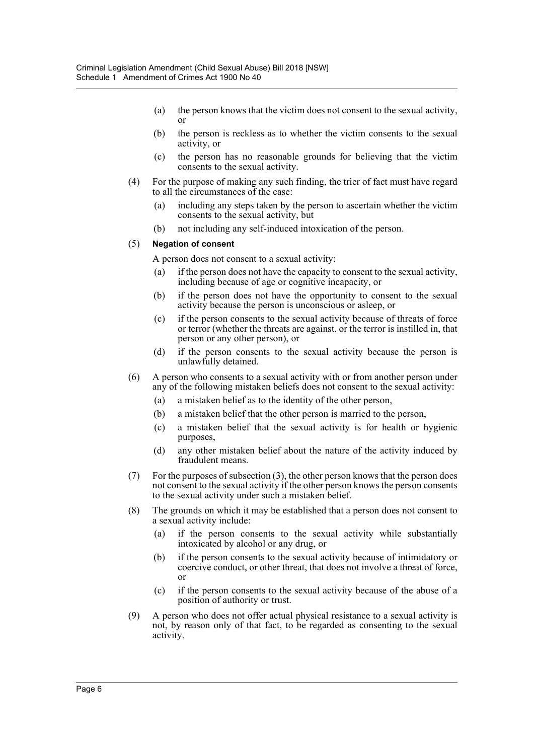(a) the person knows that the victim does not consent to the sexual activity, or

(b) the person is reckless as to whether the victim consents to the sexual activity, or

(c) the person has no reasonable grounds for believing that the victim consents to the sexual activity.

(4) For the purpose of making any such finding, the trier of fact must have regard to all the circumstances of the case:

(a) including any steps taken by the person to ascertain whether the victim consents to the sexual activity, but

(b) not including any self-induced intoxication of the person.

(5) **Negation of consent**

A person does not consent to a sexual activity:

(a) if the person does not have the capacity to consent to the sexual activity, including because of age or cognitive incapacity, or

(b) if the person does not have the opportunity to consent to the sexual activity because the person is unconscious or asleep, or

(c) if the person consents to the sexual activity because of threats of force or terror (whether the threats are against, or the terror is instilled in, that person or any other person), or

(d) if the person consents to the sexual activity because the person is unlawfully detained.

(6) A person who consents to a sexual activity with or from another person under any of the following mistaken beliefs does not consent to the sexual activity:

(a) a mistaken belief as to the identity of the other person,

(b) a mistaken belief that the other person is married to the person,

(c) a mistaken belief that the sexual activity is for health or hygienic purposes,

(d) any other mistaken belief about the nature of the activity induced by fraudulent means.

(7) For the purposes of subsection (3), the other person knows that the person does not consent to the sexual activity if the other person knows the person consents to the sexual activity under such a mistaken belief.

(8) The grounds on which it may be established that a person does not consent to a sexual activity include:

(a) if the person consents to the sexual activity while substantially intoxicated by alcohol or any drug, or

(b) if the person consents to the sexual activity because of intimidatory or coercive conduct, or other threat, that does not involve a threat of force, or

(c) if the person consents to the sexual activity because of the abuse of a position of authority or trust.

(9) A person who does not offer actual physical resistance to a sexual activity is not, by reason only of that fact, to be regarded as consenting to the sexual activity.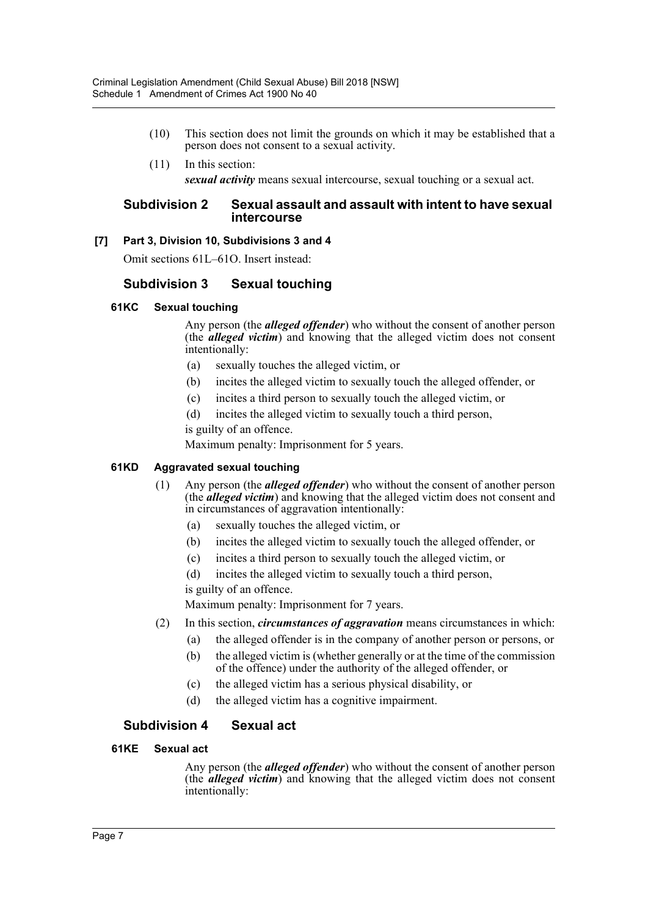(10) This section does not limit the grounds on which it may be established that a person does not consent to a sexual activity.

(11) In this section:

***sexual activity*** means sexual intercourse, sexual touching or a sexual act.

### Subdivision 2 Sexual assault and assault with intent to have sexual intercourse

**[7] Part 3, Division 10, Subdivisions 3 and 4**

Omit sections 61L–61O. Insert instead:

### Subdivision 3 Sexual touching

**61KC Sexual touching**

Any person (the ***alleged offender***) who without the consent of another person (the ***alleged victim***) and knowing that the alleged victim does not consent intentionally:

- (a) sexually touches the alleged victim, or
- (b) incites the alleged victim to sexually touch the alleged offender, or
- (c) incites a third person to sexually touch the alleged victim, or
- (d) incites the alleged victim to sexually touch a third person,

is guilty of an offence.

Maximum penalty: Imprisonment for 5 years.

**61KD Aggravated sexual touching**

(1) Any person (the ***alleged offender***) who without the consent of another person (the ***alleged victim***) and knowing that the alleged victim does not consent and in circumstances of aggravation intentionally:

- (a) sexually touches the alleged victim, or
- (b) incites the alleged victim to sexually touch the alleged offender, or
- (c) incites a third person to sexually touch the alleged victim, or
- (d) incites the alleged victim to sexually touch a third person,

is guilty of an offence.

Maximum penalty: Imprisonment for 7 years.

(2) In this section, ***circumstances of aggravation*** means circumstances in which:

- (a) the alleged offender is in the company of another person or persons, or
- (b) the alleged victim is (whether generally or at the time of the commission of the offence) under the authority of the alleged offender, or
- (c) the alleged victim has a serious physical disability, or
- (d) the alleged victim has a cognitive impairment.

### Subdivision 4 Sexual act

**61KE Sexual act**

Any person (the ***alleged offender***) who without the consent of another person (the ***alleged victim***) and knowing that the alleged victim does not consent intentionally: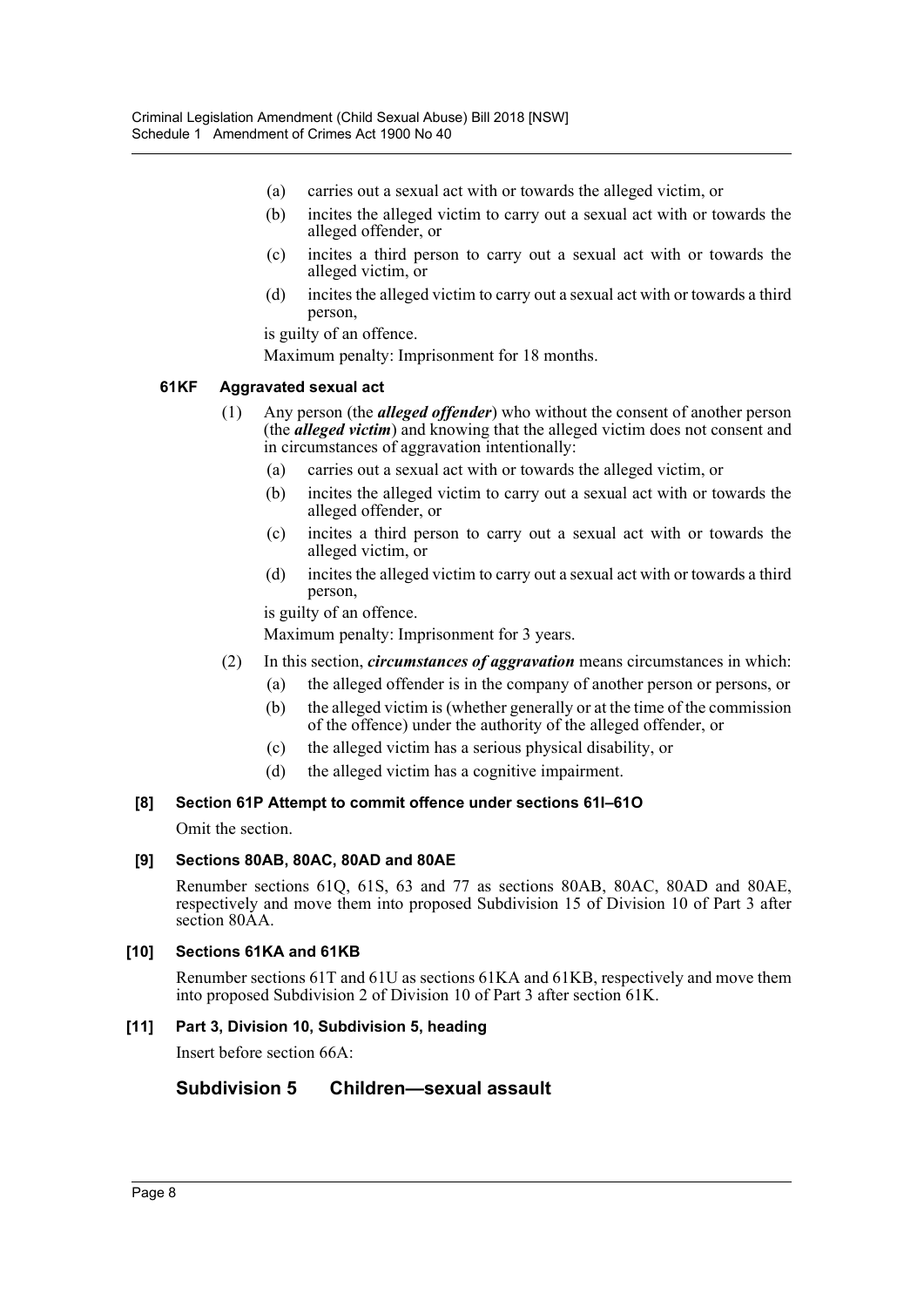(a) carries out a sexual act with or towards the alleged victim, or

(b) incites the alleged victim to carry out a sexual act with or towards the alleged offender, or

(c) incites a third person to carry out a sexual act with or towards the alleged victim, or

(d) incites the alleged victim to carry out a sexual act with or towards a third person,

is guilty of an offence.

Maximum penalty: Imprisonment for 18 months.

#### 61KF Aggravated sexual act

(1) Any person (the ***alleged offender***) who without the consent of another person (the ***alleged victim***) and knowing that the alleged victim does not consent and in circumstances of aggravation intentionally:

(a) carries out a sexual act with or towards the alleged victim, or

(b) incites the alleged victim to carry out a sexual act with or towards the alleged offender, or

(c) incites a third person to carry out a sexual act with or towards the alleged victim, or

(d) incites the alleged victim to carry out a sexual act with or towards a third person,

is guilty of an offence.

Maximum penalty: Imprisonment for 3 years.

(2) In this section, ***circumstances of aggravation*** means circumstances in which:

(a) the alleged offender is in the company of another person or persons, or

(b) the alleged victim is (whether generally or at the time of the commission of the offence) under the authority of the alleged offender, or

(c) the alleged victim has a serious physical disability, or

(d) the alleged victim has a cognitive impairment.

#### [8] Section 61P Attempt to commit offence under sections 61I–61O

Omit the section.

#### [9] Sections 80AB, 80AC, 80AD and 80AE

Renumber sections 61Q, 61S, 63 and 77 as sections 80AB, 80AC, 80AD and 80AE, respectively and move them into proposed Subdivision 15 of Division 10 of Part 3 after section 80AA.

#### [10] Sections 61KA and 61KB

Renumber sections 61T and 61U as sections 61KA and 61KB, respectively and move them into proposed Subdivision 2 of Division 10 of Part 3 after section 61K.

#### [11] Part 3, Division 10, Subdivision 5, heading

Insert before section 66A:

### Subdivision 5 Children—sexual assault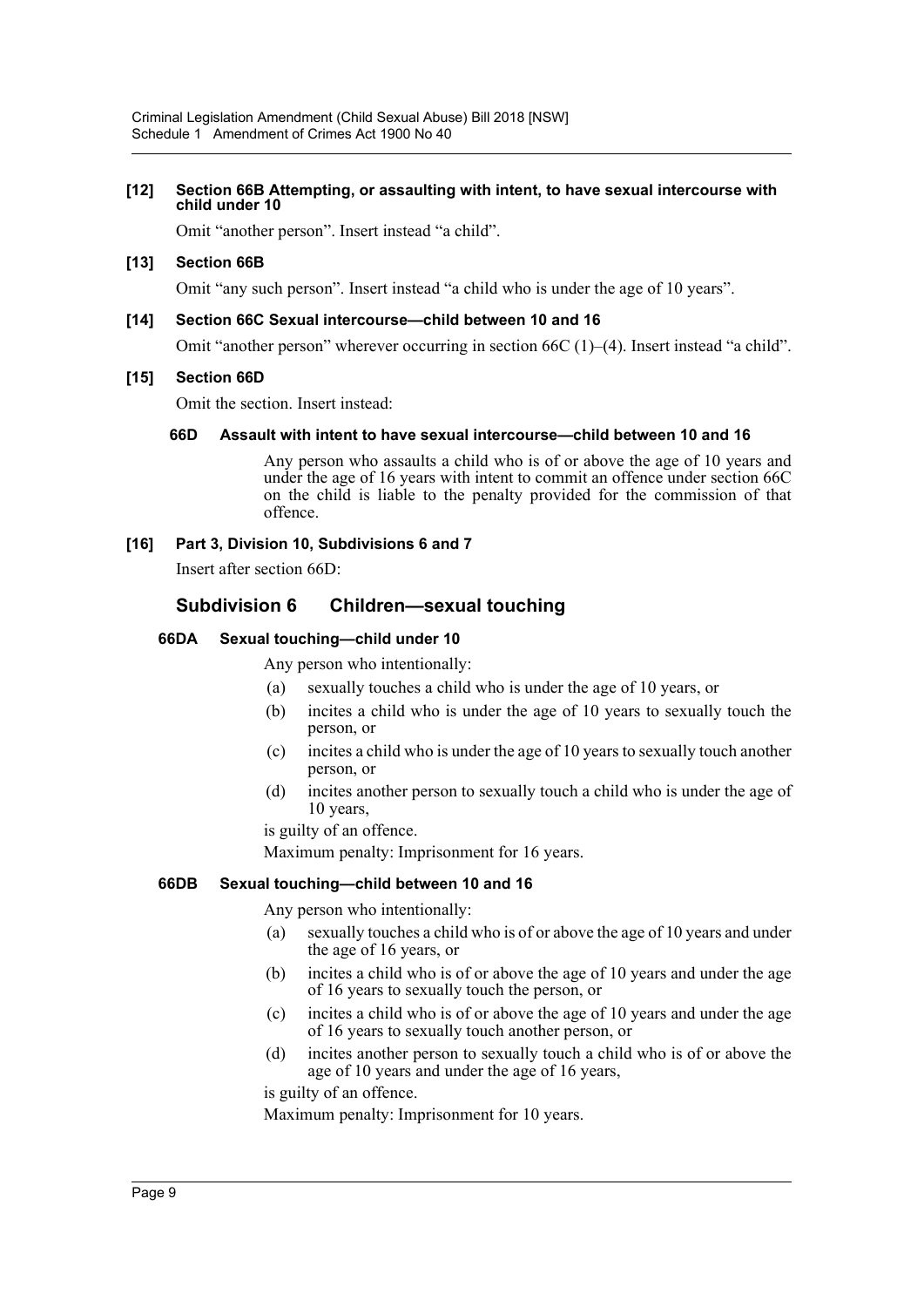**[12] Section 66B Attempting, or assaulting with intent, to have sexual intercourse with child under 10**

Omit "another person". Insert instead "a child".

**[13] Section 66B**

Omit "any such person". Insert instead "a child who is under the age of 10 years".

**[14] Section 66C Sexual intercourse—child between 10 and 16**

Omit "another person" wherever occurring in section 66C (1)–(4). Insert instead "a child".

**[15] Section 66D**

Omit the section. Insert instead:

**66D Assault with intent to have sexual intercourse—child between 10 and 16**

Any person who assaults a child who is of or above the age of 10 years and under the age of 16 years with intent to commit an offence under section 66C on the child is liable to the penalty provided for the commission of that offence.

**[16] Part 3, Division 10, Subdivisions 6 and 7**

Insert after section 66D:

## Subdivision 6 Children—sexual touching

**66DA Sexual touching—child under 10**

Any person who intentionally:

(a) sexually touches a child who is under the age of 10 years, or

(b) incites a child who is under the age of 10 years to sexually touch the person, or

(c) incites a child who is under the age of 10 years to sexually touch another person, or

(d) incites another person to sexually touch a child who is under the age of 10 years,

is guilty of an offence.

Maximum penalty: Imprisonment for 16 years.

**66DB Sexual touching—child between 10 and 16**

Any person who intentionally:

(a) sexually touches a child who is of or above the age of 10 years and under the age of 16 years, or

(b) incites a child who is of or above the age of 10 years and under the age of 16 years to sexually touch the person, or

(c) incites a child who is of or above the age of 10 years and under the age of 16 years to sexually touch another person, or

(d) incites another person to sexually touch a child who is of or above the age of 10 years and under the age of 16 years,

is guilty of an offence.

Maximum penalty: Imprisonment for 10 years.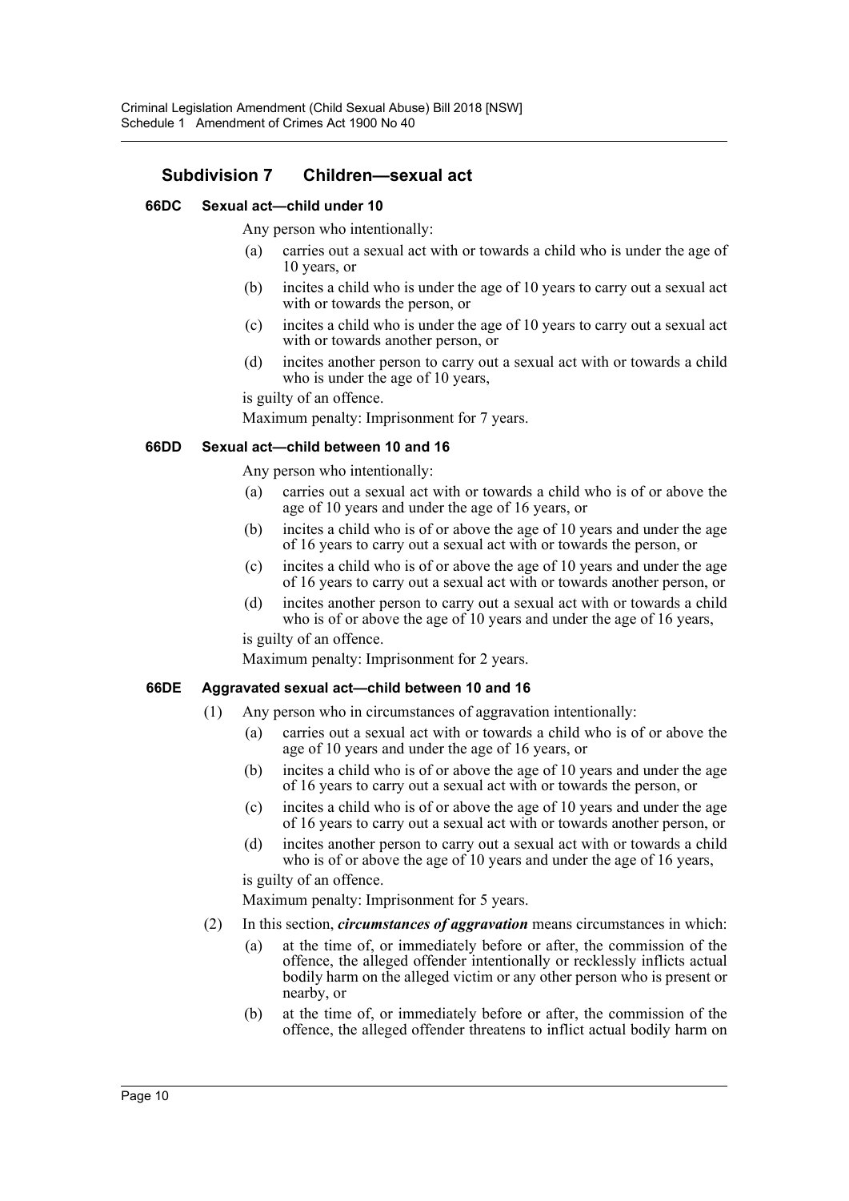## Subdivision 7 Children—sexual act

### 66DC Sexual act—child under 10

Any person who intentionally:

(a) carries out a sexual act with or towards a child who is under the age of 10 years, or

(b) incites a child who is under the age of 10 years to carry out a sexual act with or towards the person, or

(c) incites a child who is under the age of 10 years to carry out a sexual act with or towards another person, or

(d) incites another person to carry out a sexual act with or towards a child who is under the age of 10 years,

is guilty of an offence.

Maximum penalty: Imprisonment for 7 years.

### 66DD Sexual act—child between 10 and 16

Any person who intentionally:

(a) carries out a sexual act with or towards a child who is of or above the age of 10 years and under the age of 16 years, or

(b) incites a child who is of or above the age of 10 years and under the age of 16 years to carry out a sexual act with or towards the person, or

(c) incites a child who is of or above the age of 10 years and under the age of 16 years to carry out a sexual act with or towards another person, or

(d) incites another person to carry out a sexual act with or towards a child who is of or above the age of 10 years and under the age of 16 years,

is guilty of an offence.

Maximum penalty: Imprisonment for 2 years.

### 66DE Aggravated sexual act—child between 10 and 16

(1) Any person who in circumstances of aggravation intentionally:

(a) carries out a sexual act with or towards a child who is of or above the age of 10 years and under the age of 16 years, or

(b) incites a child who is of or above the age of 10 years and under the age of 16 years to carry out a sexual act with or towards the person, or

(c) incites a child who is of or above the age of 10 years and under the age of 16 years to carry out a sexual act with or towards another person, or

(d) incites another person to carry out a sexual act with or towards a child who is of or above the age of 10 years and under the age of 16 years,

is guilty of an offence.

Maximum penalty: Imprisonment for 5 years.

(2) In this section, ***circumstances of aggravation*** means circumstances in which:

(a) at the time of, or immediately before or after, the commission of the offence, the alleged offender intentionally or recklessly inflicts actual bodily harm on the alleged victim or any other person who is present or nearby, or

(b) at the time of, or immediately before or after, the commission of the offence, the alleged offender threatens to inflict actual bodily harm on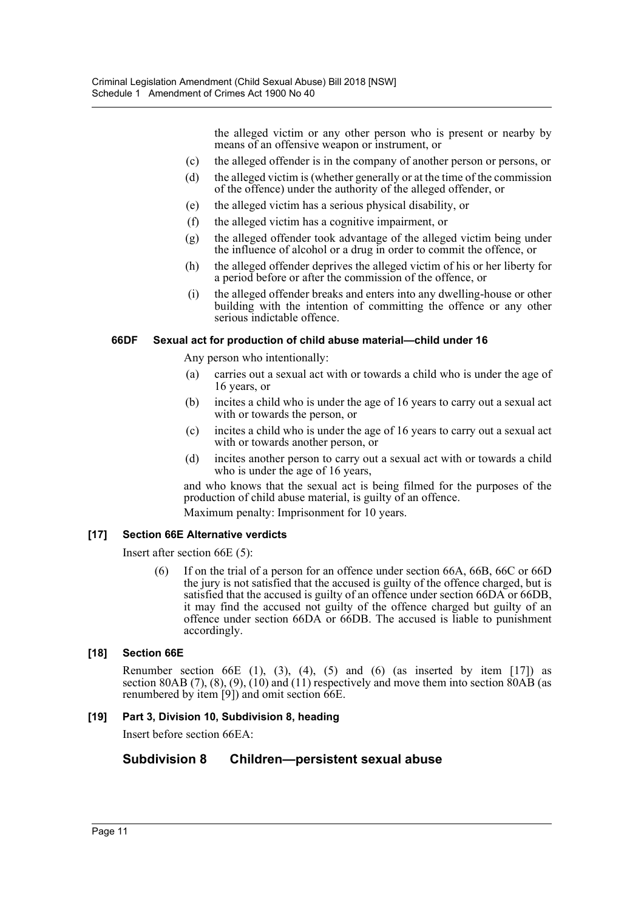the alleged victim or any other person who is present or nearby by means of an offensive weapon or instrument, or

(c) the alleged offender is in the company of another person or persons, or

(d) the alleged victim is (whether generally or at the time of the commission of the offence) under the authority of the alleged offender, or

(e) the alleged victim has a serious physical disability, or

(f) the alleged victim has a cognitive impairment, or

(g) the alleged offender took advantage of the alleged victim being under the influence of alcohol or a drug in order to commit the offence, or

(h) the alleged offender deprives the alleged victim of his or her liberty for a period before or after the commission of the offence, or

(i) the alleged offender breaks and enters into any dwelling-house or other building with the intention of committing the offence or any other serious indictable offence.

#### 66DF Sexual act for production of child abuse material—child under 16

Any person who intentionally:

(a) carries out a sexual act with or towards a child who is under the age of 16 years, or

(b) incites a child who is under the age of 16 years to carry out a sexual act with or towards the person, or

(c) incites a child who is under the age of 16 years to carry out a sexual act with or towards another person, or

(d) incites another person to carry out a sexual act with or towards a child who is under the age of 16 years,

and who knows that the sexual act is being filmed for the purposes of the production of child abuse material, is guilty of an offence.

Maximum penalty: Imprisonment for 10 years.

### [17] Section 66E Alternative verdicts

Insert after section 66E (5):

(6) If on the trial of a person for an offence under section 66A, 66B, 66C or 66D the jury is not satisfied that the accused is guilty of the offence charged, but is satisfied that the accused is guilty of an offence under section 66DA or 66DB, it may find the accused not guilty of the offence charged but guilty of an offence under section 66DA or 66DB. The accused is liable to punishment accordingly.

### [18] Section 66E

Renumber section 66E (1), (3), (4), (5) and (6) (as inserted by item [17]) as section 80AB (7), (8), (9), (10) and (11) respectively and move them into section 80AB (as renumbered by item [9]) and omit section 66E.

### [19] Part 3, Division 10, Subdivision 8, heading

Insert before section 66EA:

## Subdivision 8 Children—persistent sexual abuse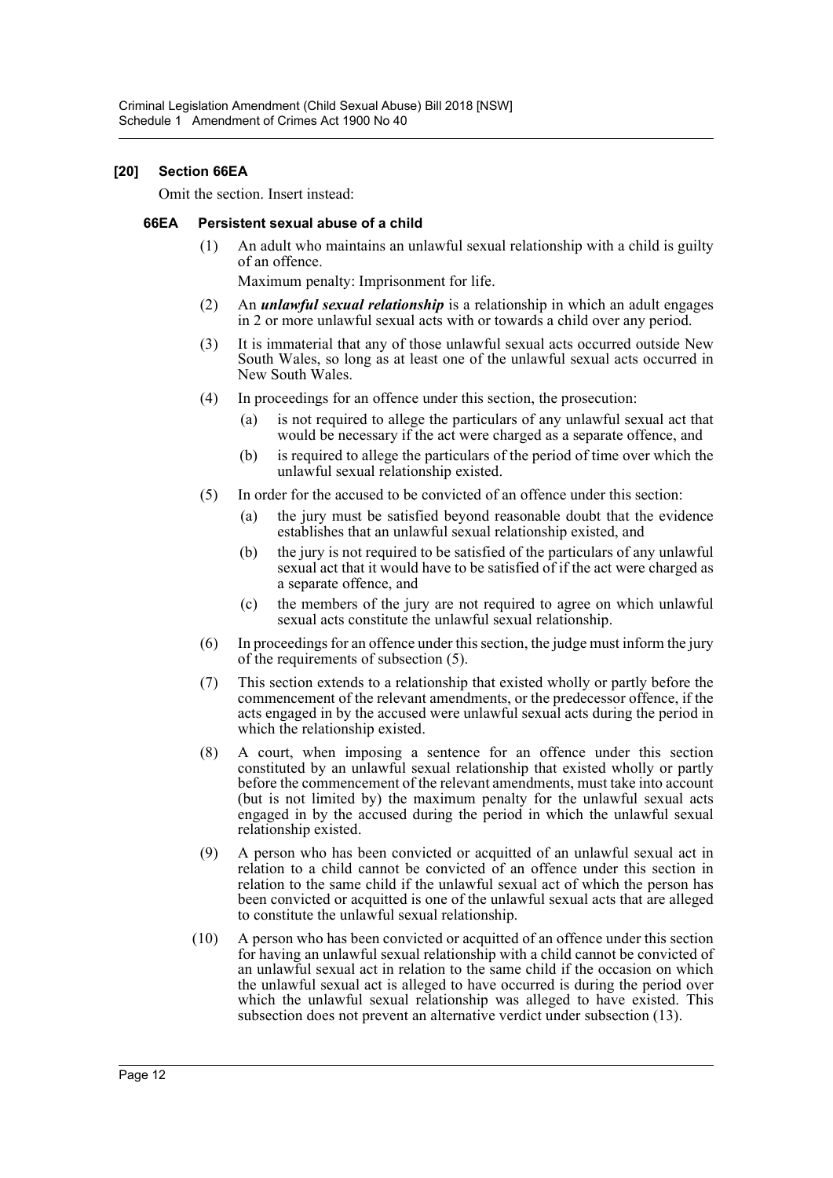**[20] Section 66EA**

Omit the section. Insert instead:

**66EA Persistent sexual abuse of a child**

(1) An adult who maintains an unlawful sexual relationship with a child is guilty of an offence.

Maximum penalty: Imprisonment for life.

(2) An ***unlawful sexual relationship*** is a relationship in which an adult engages in 2 or more unlawful sexual acts with or towards a child over any period.

(3) It is immaterial that any of those unlawful sexual acts occurred outside New South Wales, so long as at least one of the unlawful sexual acts occurred in New South Wales.

(4) In proceedings for an offence under this section, the prosecution:

- (a) is not required to allege the particulars of any unlawful sexual act that would be necessary if the act were charged as a separate offence, and
- (b) is required to allege the particulars of the period of time over which the unlawful sexual relationship existed.

(5) In order for the accused to be convicted of an offence under this section:

- (a) the jury must be satisfied beyond reasonable doubt that the evidence establishes that an unlawful sexual relationship existed, and
- (b) the jury is not required to be satisfied of the particulars of any unlawful sexual act that it would have to be satisfied of if the act were charged as a separate offence, and
- (c) the members of the jury are not required to agree on which unlawful sexual acts constitute the unlawful sexual relationship.

(6) In proceedings for an offence under this section, the judge must inform the jury of the requirements of subsection (5).

(7) This section extends to a relationship that existed wholly or partly before the commencement of the relevant amendments, or the predecessor offence, if the acts engaged in by the accused were unlawful sexual acts during the period in which the relationship existed.

(8) A court, when imposing a sentence for an offence under this section constituted by an unlawful sexual relationship that existed wholly or partly before the commencement of the relevant amendments, must take into account (but is not limited by) the maximum penalty for the unlawful sexual acts engaged in by the accused during the period in which the unlawful sexual relationship existed.

(9) A person who has been convicted or acquitted of an unlawful sexual act in relation to a child cannot be convicted of an offence under this section in relation to the same child if the unlawful sexual act of which the person has been convicted or acquitted is one of the unlawful sexual acts that are alleged to constitute the unlawful sexual relationship.

(10) A person who has been convicted or acquitted of an offence under this section for having an unlawful sexual relationship with a child cannot be convicted of an unlawful sexual act in relation to the same child if the occasion on which the unlawful sexual act is alleged to have occurred is during the period over which the unlawful sexual relationship was alleged to have existed. This subsection does not prevent an alternative verdict under subsection (13).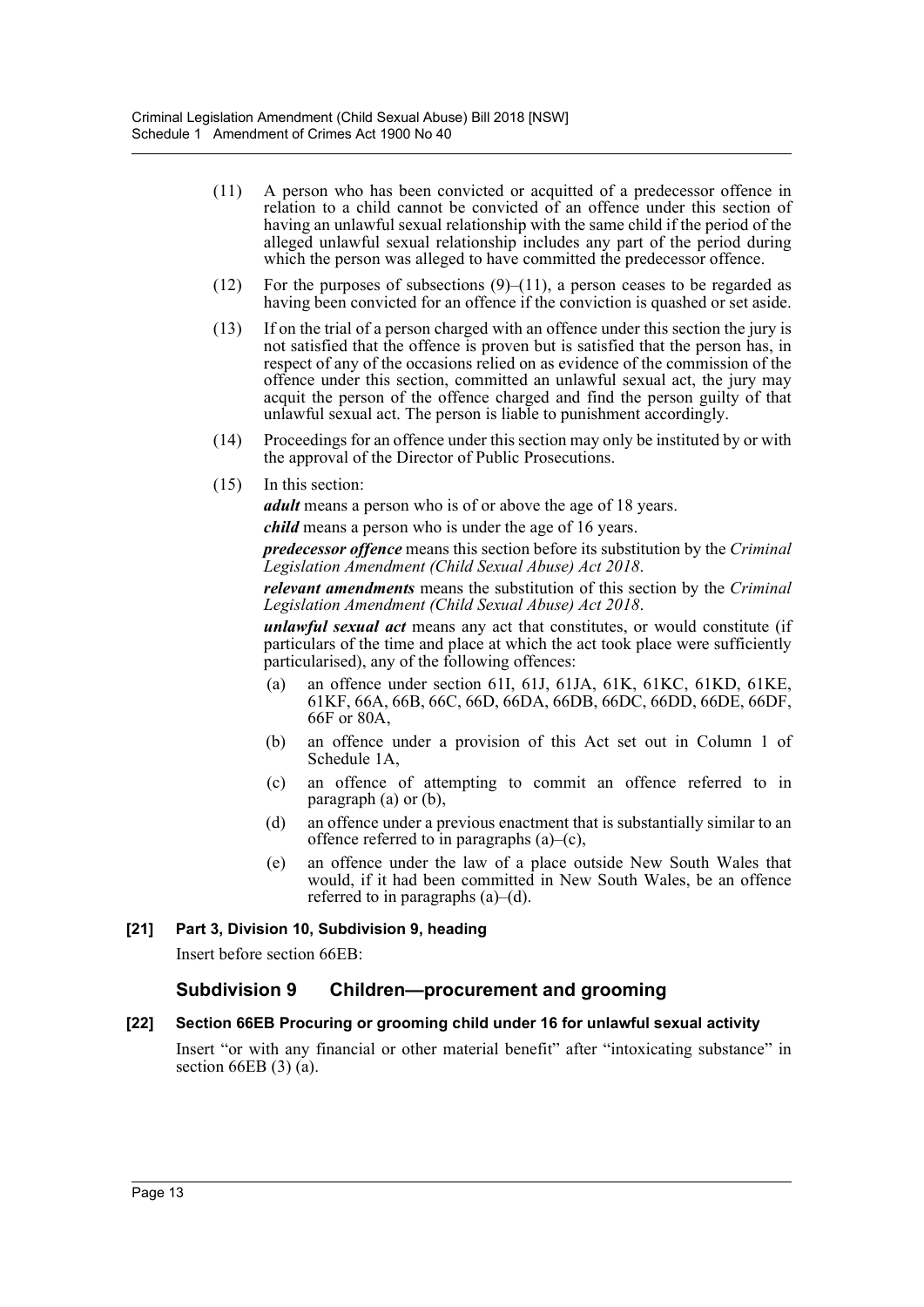(11) A person who has been convicted or acquitted of a predecessor offence in relation to a child cannot be convicted of an offence under this section of having an unlawful sexual relationship with the same child if the period of the alleged unlawful sexual relationship includes any part of the period during which the person was alleged to have committed the predecessor offence.

(12) For the purposes of subsections (9)–(11), a person ceases to be regarded as having been convicted for an offence if the conviction is quashed or set aside.

(13) If on the trial of a person charged with an offence under this section the jury is not satisfied that the offence is proven but is satisfied that the person has, in respect of any of the occasions relied on as evidence of the commission of the offence under this section, committed an unlawful sexual act, the jury may acquit the person of the offence charged and find the person guilty of that unlawful sexual act. The person is liable to punishment accordingly.

(14) Proceedings for an offence under this section may only be instituted by or with the approval of the Director of Public Prosecutions.

(15) In this section:

***adult*** means a person who is of or above the age of 18 years.

***child*** means a person who is under the age of 16 years.

***predecessor offence*** means this section before its substitution by the *Criminal Legislation Amendment (Child Sexual Abuse) Act 2018*.

***relevant amendments*** means the substitution of this section by the *Criminal Legislation Amendment (Child Sexual Abuse) Act 2018*.

***unlawful sexual act*** means any act that constitutes, or would constitute (if particulars of the time and place at which the act took place were sufficiently particularised), any of the following offences:

(a) an offence under section 61I, 61J, 61JA, 61K, 61KC, 61KD, 61KE, 61KF, 66A, 66B, 66C, 66D, 66DA, 66DB, 66DC, 66DD, 66DE, 66DF, 66F or 80A,

(b) an offence under a provision of this Act set out in Column 1 of Schedule 1A,

(c) an offence of attempting to commit an offence referred to in paragraph (a) or (b),

(d) an offence under a previous enactment that is substantially similar to an offence referred to in paragraphs (a)–(c),

(e) an offence under the law of a place outside New South Wales that would, if it had been committed in New South Wales, be an offence referred to in paragraphs (a)–(d).

**[21] Part 3, Division 10, Subdivision 9, heading**

Insert before section 66EB:

## Subdivision 9 Children—procurement and grooming

**[22] Section 66EB Procuring or grooming child under 16 for unlawful sexual activity**

Insert "or with any financial or other material benefit" after "intoxicating substance" in section 66EB (3) (a).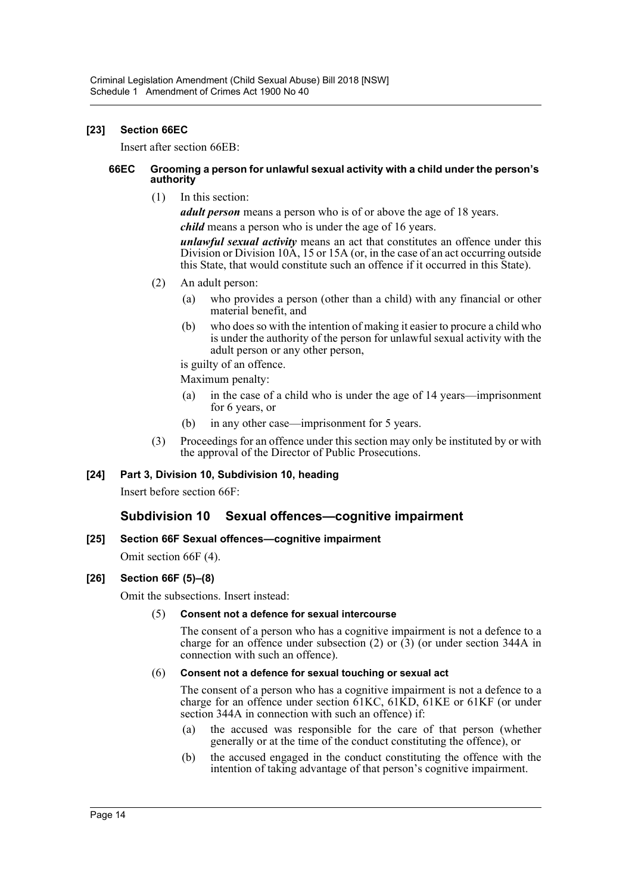### [23] Section 66EC

Insert after section 66EB:

#### 66EC Grooming a person for unlawful sexual activity with a child under the person's authority

(1) In this section:

***adult person*** means a person who is of or above the age of 18 years.

***child*** means a person who is under the age of 16 years.

***unlawful sexual activity*** means an act that constitutes an offence under this Division or Division 10A, 15 or 15A (or, in the case of an act occurring outside this State, that would constitute such an offence if it occurred in this State).

(2) An adult person:

- (a) who provides a person (other than a child) with any financial or other material benefit, and
- (b) who does so with the intention of making it easier to procure a child who is under the authority of the person for unlawful sexual activity with the adult person or any other person,

is guilty of an offence.

Maximum penalty:

- (a) in the case of a child who is under the age of 14 years—imprisonment for 6 years, or
- (b) in any other case—imprisonment for 5 years.

(3) Proceedings for an offence under this section may only be instituted by or with the approval of the Director of Public Prosecutions.

### [24] Part 3, Division 10, Subdivision 10, heading

Insert before section 66F:

## Subdivision 10 Sexual offences—cognitive impairment

### [25] Section 66F Sexual offences—cognitive impairment

Omit section 66F (4).

### [26] Section 66F (5)–(8)

Omit the subsections. Insert instead:

(5) **Consent not a defence for sexual intercourse**

The consent of a person who has a cognitive impairment is not a defence to a charge for an offence under subsection (2) or (3) (or under section 344A in connection with such an offence).

(6) **Consent not a defence for sexual touching or sexual act**

The consent of a person who has a cognitive impairment is not a defence to a charge for an offence under section 61KC, 61KD, 61KE or 61KF (or under section 344A in connection with such an offence) if:

- (a) the accused was responsible for the care of that person (whether generally or at the time of the conduct constituting the offence), or
- (b) the accused engaged in the conduct constituting the offence with the intention of taking advantage of that person's cognitive impairment.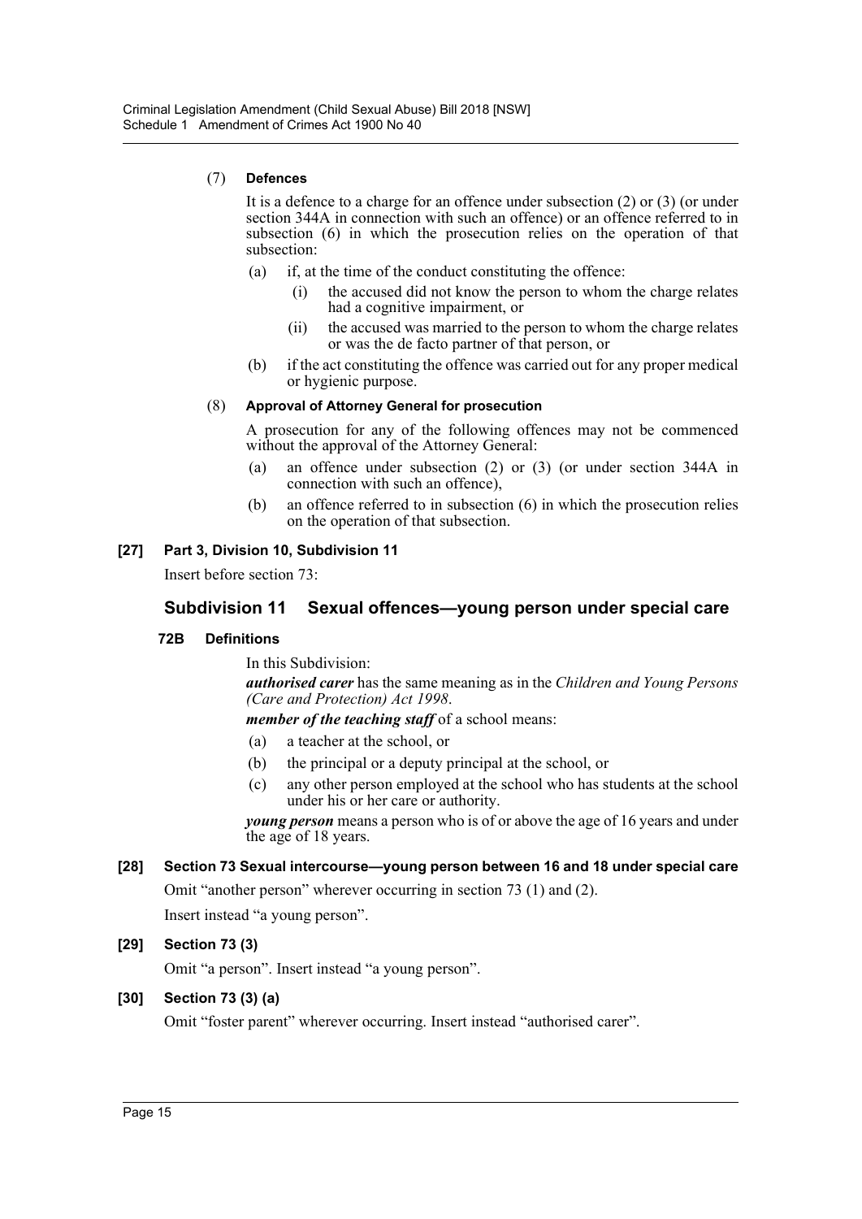(7) **Defences**

It is a defence to a charge for an offence under subsection (2) or (3) (or under section 344A in connection with such an offence) or an offence referred to in subsection (6) in which the prosecution relies on the operation of that subsection:

(a) if, at the time of the conduct constituting the offence:

(i) the accused did not know the person to whom the charge relates had a cognitive impairment, or

(ii) the accused was married to the person to whom the charge relates or was the de facto partner of that person, or

(b) if the act constituting the offence was carried out for any proper medical or hygienic purpose.

(8) **Approval of Attorney General for prosecution**

A prosecution for any of the following offences may not be commenced without the approval of the Attorney General:

(a) an offence under subsection (2) or (3) (or under section 344A in connection with such an offence),

(b) an offence referred to in subsection (6) in which the prosecution relies on the operation of that subsection.

**[27] Part 3, Division 10, Subdivision 11**

Insert before section 73:

## Subdivision 11 Sexual offences—young person under special care

**72B Definitions**

In this Subdivision:

***authorised carer*** has the same meaning as in the *Children and Young Persons (Care and Protection) Act 1998*.

***member of the teaching staff*** of a school means:

(a) a teacher at the school, or

(b) the principal or a deputy principal at the school, or

(c) any other person employed at the school who has students at the school under his or her care or authority.

***young person*** means a person who is of or above the age of 16 years and under the age of 18 years.

**[28] Section 73 Sexual intercourse—young person between 16 and 18 under special care**

Omit "another person" wherever occurring in section 73 (1) and (2).

Insert instead "a young person".

**[29] Section 73 (3)**

Omit "a person". Insert instead "a young person".

**[30] Section 73 (3) (a)**

Omit "foster parent" wherever occurring. Insert instead "authorised carer".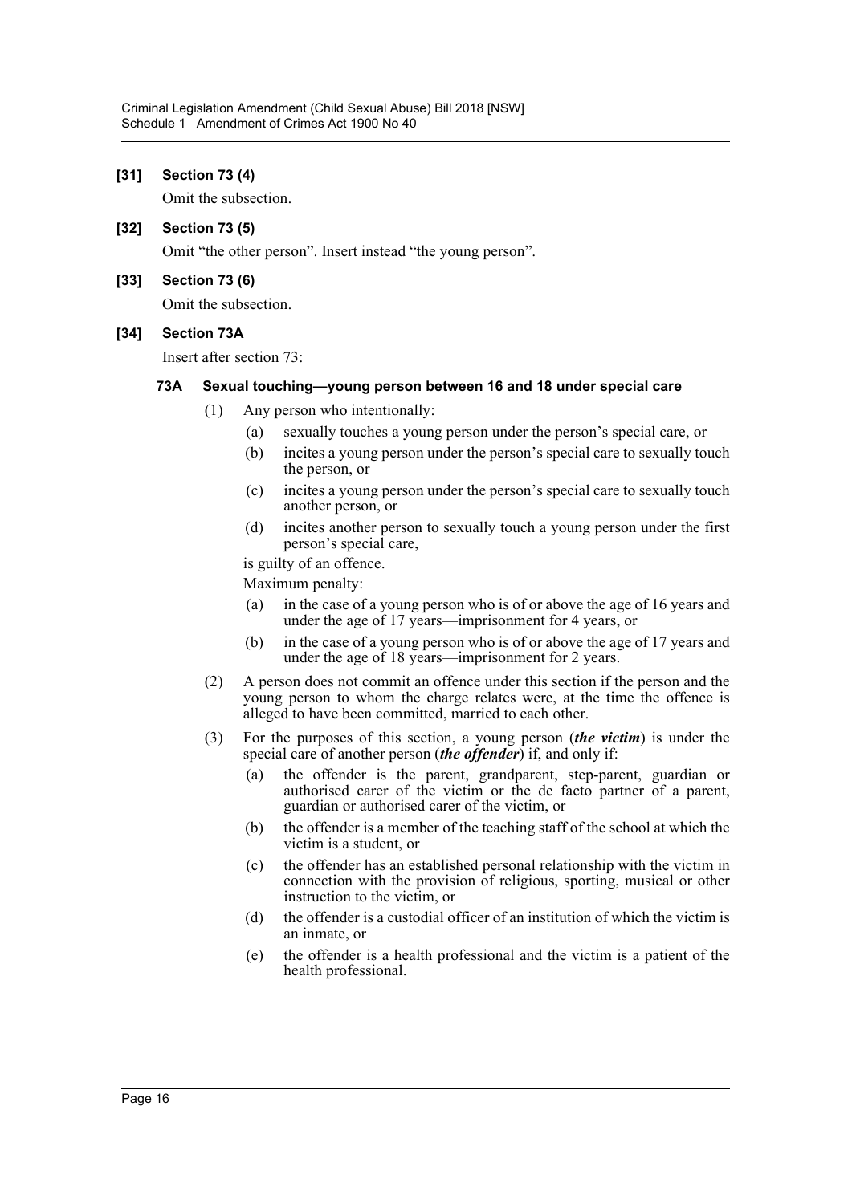**[31] Section 73 (4)**

Omit the subsection.

**[32] Section 73 (5)**

Omit "the other person". Insert instead "the young person".

**[33] Section 73 (6)**

Omit the subsection.

**[34] Section 73A**

Insert after section 73:

**73A Sexual touching—young person between 16 and 18 under special care**

(1) Any person who intentionally:

(a) sexually touches a young person under the person's special care, or

(b) incites a young person under the person's special care to sexually touch the person, or

(c) incites a young person under the person's special care to sexually touch another person, or

(d) incites another person to sexually touch a young person under the first person's special care,

is guilty of an offence.

Maximum penalty:

(a) in the case of a young person who is of or above the age of 16 years and under the age of 17 years—imprisonment for 4 years, or

(b) in the case of a young person who is of or above the age of 17 years and under the age of 18 years—imprisonment for 2 years.

(2) A person does not commit an offence under this section if the person and the young person to whom the charge relates were, at the time the offence is alleged to have been committed, married to each other.

(3) For the purposes of this section, a young person (***the victim***) is under the special care of another person (***the offender***) if, and only if:

(a) the offender is the parent, grandparent, step-parent, guardian or authorised carer of the victim or the de facto partner of a parent, guardian or authorised carer of the victim, or

(b) the offender is a member of the teaching staff of the school at which the victim is a student, or

(c) the offender has an established personal relationship with the victim in connection with the provision of religious, sporting, musical or other instruction to the victim, or

(d) the offender is a custodial officer of an institution of which the victim is an inmate, or

(e) the offender is a health professional and the victim is a patient of the health professional.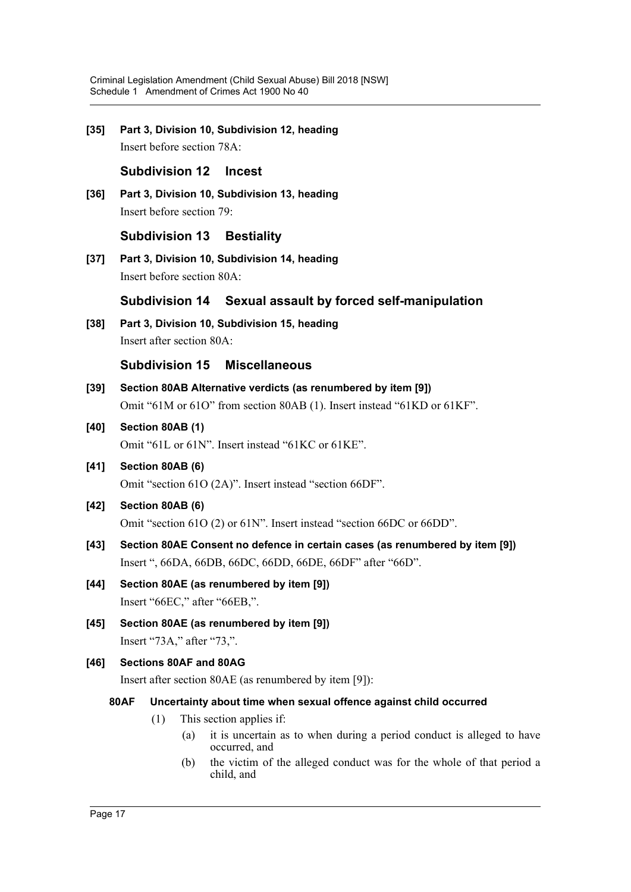**[35] Part 3, Division 10, Subdivision 12, heading**

Insert before section 78A:

### Subdivision 12 Incest

**[36] Part 3, Division 10, Subdivision 13, heading**

Insert before section 79:

### Subdivision 13 Bestiality

**[37] Part 3, Division 10, Subdivision 14, heading**

Insert before section 80A:

### Subdivision 14 Sexual assault by forced self-manipulation

**[38] Part 3, Division 10, Subdivision 15, heading**

Insert after section 80A:

### Subdivision 15 Miscellaneous

**[39] Section 80AB Alternative verdicts (as renumbered by item [9])**

Omit "61M or 61O" from section 80AB (1). Insert instead "61KD or 61KF".

**[40] Section 80AB (1)**

Omit "61L or 61N". Insert instead "61KC or 61KE".

**[41] Section 80AB (6)**

Omit "section 61O (2A)". Insert instead "section 66DF".

**[42] Section 80AB (6)**

Omit "section 61O (2) or 61N". Insert instead "section 66DC or 66DD".

**[43] Section 80AE Consent no defence in certain cases (as renumbered by item [9])**

Insert ", 66DA, 66DB, 66DC, 66DD, 66DE, 66DF" after "66D".

**[44] Section 80AE (as renumbered by item [9])**

Insert "66EC," after "66EB,".

**[45] Section 80AE (as renumbered by item [9])**

Insert "73A," after "73,".

**[46] Sections 80AF and 80AG**

Insert after section 80AE (as renumbered by item [9]):

**80AF Uncertainty about time when sexual offence against child occurred**

(1) This section applies if:

(a) it is uncertain as to when during a period conduct is alleged to have occurred, and

(b) the victim of the alleged conduct was for the whole of that period a child, and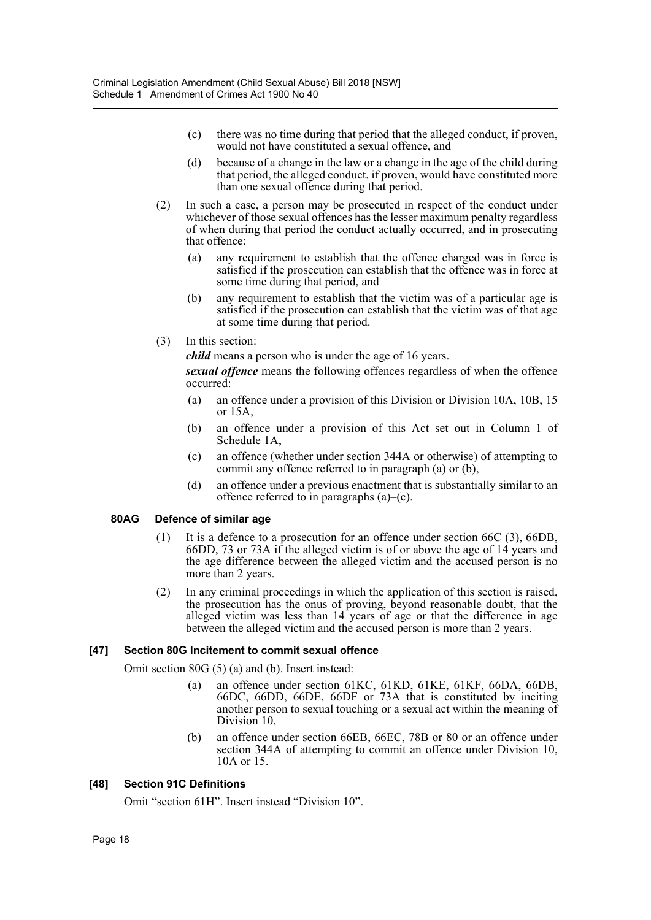(c) there was no time during that period that the alleged conduct, if proven, would not have constituted a sexual offence, and

(d) because of a change in the law or a change in the age of the child during that period, the alleged conduct, if proven, would have constituted more than one sexual offence during that period.

(2) In such a case, a person may be prosecuted in respect of the conduct under whichever of those sexual offences has the lesser maximum penalty regardless of when during that period the conduct actually occurred, and in prosecuting that offence:

(a) any requirement to establish that the offence charged was in force is satisfied if the prosecution can establish that the offence was in force at some time during that period, and

(b) any requirement to establish that the victim was of a particular age is satisfied if the prosecution can establish that the victim was of that age at some time during that period.

(3) In this section:

***child*** means a person who is under the age of 16 years.

***sexual offence*** means the following offences regardless of when the offence occurred:

(a) an offence under a provision of this Division or Division 10A, 10B, 15 or 15A,

(b) an offence under a provision of this Act set out in Column 1 of Schedule 1A,

(c) an offence (whether under section 344A or otherwise) of attempting to commit any offence referred to in paragraph (a) or (b),

(d) an offence under a previous enactment that is substantially similar to an offence referred to in paragraphs (a)–(c).

#### 80AG Defence of similar age

(1) It is a defence to a prosecution for an offence under section 66C (3), 66DB, 66DD, 73 or 73A if the alleged victim is of or above the age of 14 years and the age difference between the alleged victim and the accused person is no more than 2 years.

(2) In any criminal proceedings in which the application of this section is raised, the prosecution has the onus of proving, beyond reasonable doubt, that the alleged victim was less than 14 years of age or that the difference in age between the alleged victim and the accused person is more than 2 years.

### [47] Section 80G Incitement to commit sexual offence

Omit section 80G (5) (a) and (b). Insert instead:

(a) an offence under section 61KC, 61KD, 61KE, 61KF, 66DA, 66DB, 66DC, 66DD, 66DE, 66DF or 73A that is constituted by inciting another person to sexual touching or a sexual act within the meaning of Division 10,

(b) an offence under section 66EB, 66EC, 78B or 80 or an offence under section 344A of attempting to commit an offence under Division 10, 10A or 15.

### [48] Section 91C Definitions

Omit "section 61H". Insert instead "Division 10".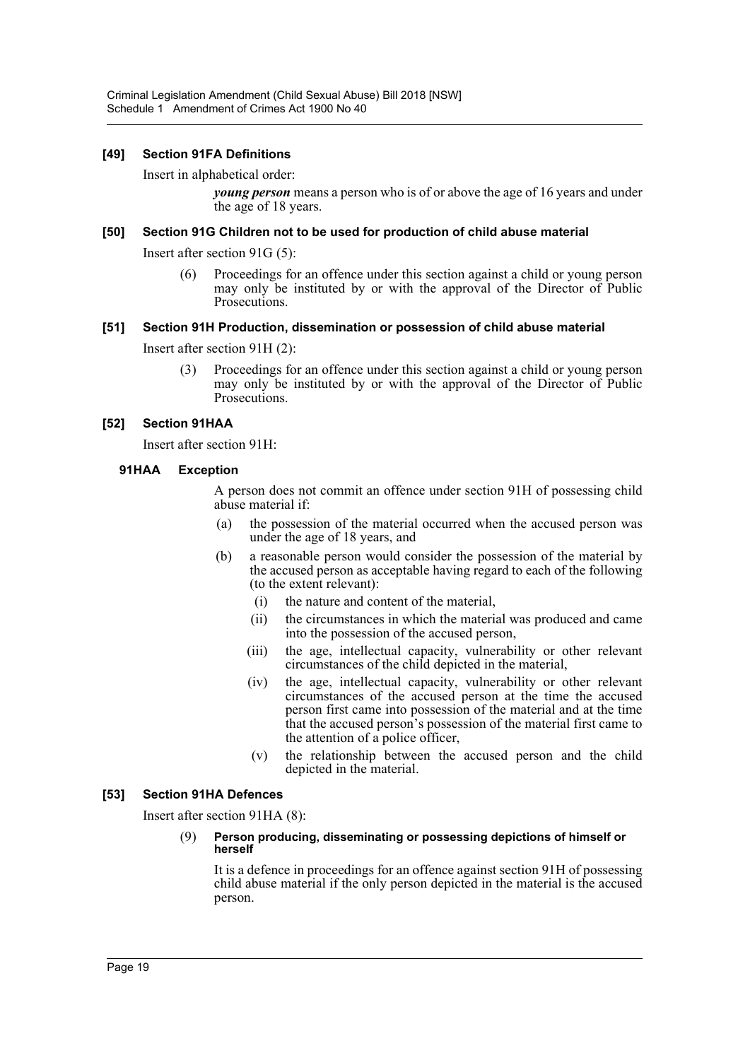### [49] Section 91FA Definitions

Insert in alphabetical order:

> ***young person*** means a person who is of or above the age of 16 years and under the age of 18 years.

### [50] Section 91G Children not to be used for production of child abuse material

Insert after section 91G (5):

> (6) Proceedings for an offence under this section against a child or young person may only be instituted by or with the approval of the Director of Public Prosecutions.

### [51] Section 91H Production, dissemination or possession of child abuse material

Insert after section 91H (2):

> (3) Proceedings for an offence under this section against a child or young person may only be instituted by or with the approval of the Director of Public Prosecutions.

### [52] Section 91HAA

Insert after section 91H:

#### 91HAA Exception

A person does not commit an offence under section 91H of possessing child abuse material if:

(a) the possession of the material occurred when the accused person was under the age of 18 years, and

(b) a reasonable person would consider the possession of the material by the accused person as acceptable having regard to each of the following (to the extent relevant):

  (i) the nature and content of the material,

  (ii) the circumstances in which the material was produced and came into the possession of the accused person,

  (iii) the age, intellectual capacity, vulnerability or other relevant circumstances of the child depicted in the material,

  (iv) the age, intellectual capacity, vulnerability or other relevant circumstances of the accused person at the time the accused person first came into possession of the material and at the time that the accused person's possession of the material first came to the attention of a police officer,

  (v) the relationship between the accused person and the child depicted in the material.

### [53] Section 91HA Defences

Insert after section 91HA (8):

> (9) **Person producing, disseminating or possessing depictions of himself or herself**
>
> It is a defence in proceedings for an offence against section 91H of possessing child abuse material if the only person depicted in the material is the accused person.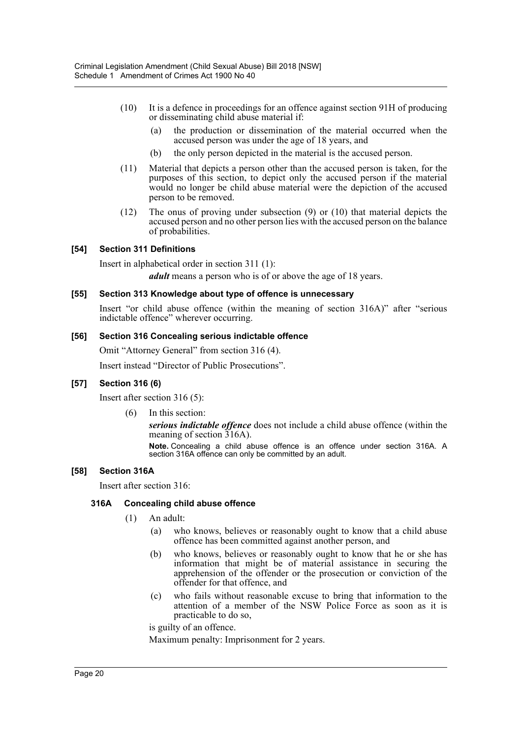(10) It is a defence in proceedings for an offence against section 91H of producing or disseminating child abuse material if:

(a) the production or dissemination of the material occurred when the accused person was under the age of 18 years, and

(b) the only person depicted in the material is the accused person.

(11) Material that depicts a person other than the accused person is taken, for the purposes of this section, to depict only the accused person if the material would no longer be child abuse material were the depiction of the accused person to be removed.

(12) The onus of proving under subsection (9) or (10) that material depicts the accused person and no other person lies with the accused person on the balance of probabilities.

#### [54] Section 311 Definitions

Insert in alphabetical order in section 311 (1):

***adult*** means a person who is of or above the age of 18 years.

#### [55] Section 313 Knowledge about type of offence is unnecessary

Insert "or child abuse offence (within the meaning of section 316A)" after "serious indictable offence" wherever occurring.

#### [56] Section 316 Concealing serious indictable offence

Omit "Attorney General" from section 316 (4).

Insert instead "Director of Public Prosecutions".

#### [57] Section 316 (6)

Insert after section 316 (5):

(6) In this section:

***serious indictable offence*** does not include a child abuse offence (within the meaning of section 316A).

**Note.** Concealing a child abuse offence is an offence under section 316A. A section 316A offence can only be committed by an adult.

#### [58] Section 316A

Insert after section 316:

#### 316A Concealing child abuse offence

(1) An adult:

(a) who knows, believes or reasonably ought to know that a child abuse offence has been committed against another person, and

(b) who knows, believes or reasonably ought to know that he or she has information that might be of material assistance in securing the apprehension of the offender or the prosecution or conviction of the offender for that offence, and

(c) who fails without reasonable excuse to bring that information to the attention of a member of the NSW Police Force as soon as it is practicable to do so,

is guilty of an offence.

Maximum penalty: Imprisonment for 2 years.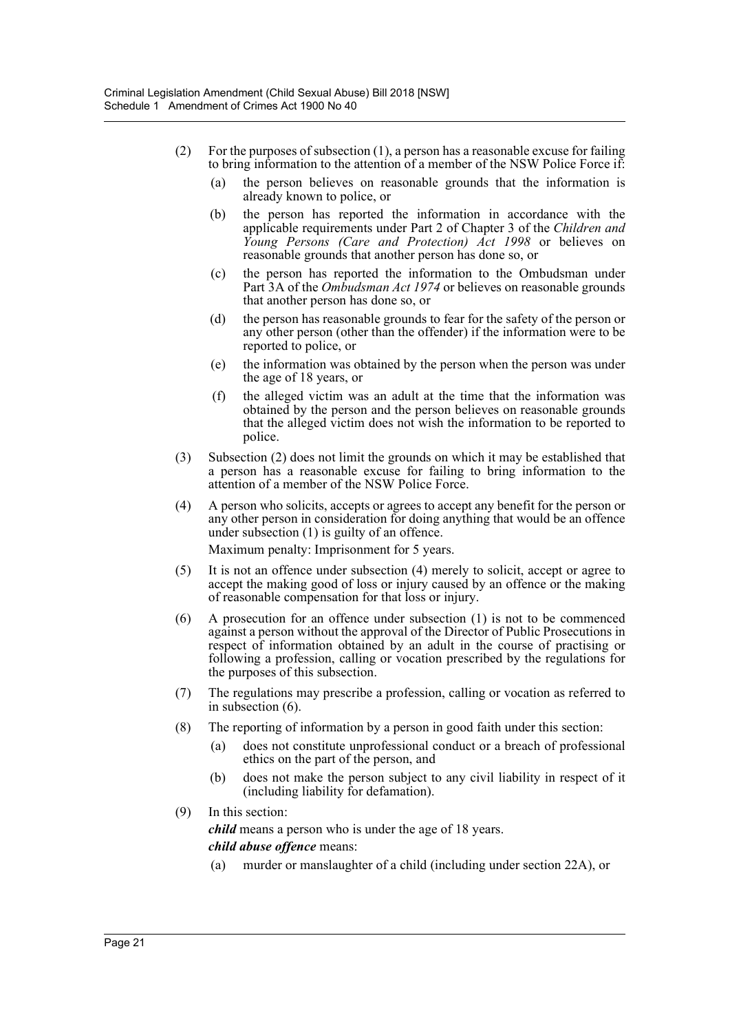(2) For the purposes of subsection (1), a person has a reasonable excuse for failing to bring information to the attention of a member of the NSW Police Force if:

(a) the person believes on reasonable grounds that the information is already known to police, or

(b) the person has reported the information in accordance with the applicable requirements under Part 2 of Chapter 3 of the *Children and Young Persons (Care and Protection) Act 1998* or believes on reasonable grounds that another person has done so, or

(c) the person has reported the information to the Ombudsman under Part 3A of the *Ombudsman Act 1974* or believes on reasonable grounds that another person has done so, or

(d) the person has reasonable grounds to fear for the safety of the person or any other person (other than the offender) if the information were to be reported to police, or

(e) the information was obtained by the person when the person was under the age of 18 years, or

(f) the alleged victim was an adult at the time that the information was obtained by the person and the person believes on reasonable grounds that the alleged victim does not wish the information to be reported to police.

(3) Subsection (2) does not limit the grounds on which it may be established that a person has a reasonable excuse for failing to bring information to the attention of a member of the NSW Police Force.

(4) A person who solicits, accepts or agrees to accept any benefit for the person or any other person in consideration for doing anything that would be an offence under subsection (1) is guilty of an offence.

Maximum penalty: Imprisonment for 5 years.

(5) It is not an offence under subsection (4) merely to solicit, accept or agree to accept the making good of loss or injury caused by an offence or the making of reasonable compensation for that loss or injury.

(6) A prosecution for an offence under subsection (1) is not to be commenced against a person without the approval of the Director of Public Prosecutions in respect of information obtained by an adult in the course of practising or following a profession, calling or vocation prescribed by the regulations for the purposes of this subsection.

(7) The regulations may prescribe a profession, calling or vocation as referred to in subsection (6).

(8) The reporting of information by a person in good faith under this section:

(a) does not constitute unprofessional conduct or a breach of professional ethics on the part of the person, and

(b) does not make the person subject to any civil liability in respect of it (including liability for defamation).

(9) In this section:

***child*** means a person who is under the age of 18 years.

***child abuse offence*** means:

(a) murder or manslaughter of a child (including under section 22A), or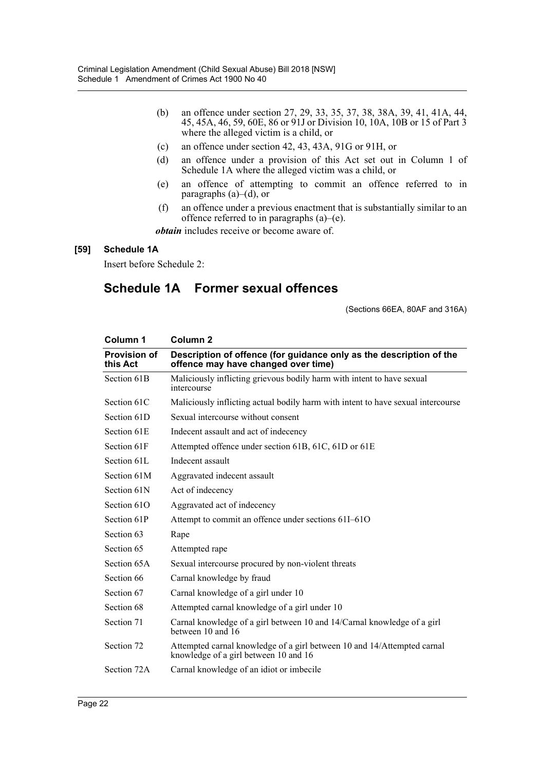(b) an offence under section 27, 29, 33, 35, 37, 38, 38A, 39, 41, 41A, 44, 45, 45A, 46, 59, 60E, 86 or 91J or Division 10, 10A, 10B or 15 of Part 3 where the alleged victim is a child, or

(c) an offence under section 42, 43, 43A, 91G or 91H, or

(d) an offence under a provision of this Act set out in Column 1 of Schedule 1A where the alleged victim was a child, or

(e) an offence of attempting to commit an offence referred to in paragraphs (a)–(d), or

(f) an offence under a previous enactment that is substantially similar to an offence referred to in paragraphs (a)–(e).

***obtain*** includes receive or become aware of.

**[59] Schedule 1A**

Insert before Schedule 2:

## Schedule 1A Former sexual offences

(Sections 66EA, 80AF and 316A)

| Column 1 | Column 2 |
|---|---|
| **Provision of this Act** | **Description of offence (for guidance only as the description of the offence may have changed over time)** |
| Section 61B | Maliciously inflicting grievous bodily harm with intent to have sexual intercourse |
| Section 61C | Maliciously inflicting actual bodily harm with intent to have sexual intercourse |
| Section 61D | Sexual intercourse without consent |
| Section 61E | Indecent assault and act of indecency |
| Section 61F | Attempted offence under section 61B, 61C, 61D or 61E |
| Section 61L | Indecent assault |
| Section 61M | Aggravated indecent assault |
| Section 61N | Act of indecency |
| Section 61O | Aggravated act of indecency |
| Section 61P | Attempt to commit an offence under sections 61I–61O |
| Section 63 | Rape |
| Section 65 | Attempted rape |
| Section 65A | Sexual intercourse procured by non-violent threats |
| Section 66 | Carnal knowledge by fraud |
| Section 67 | Carnal knowledge of a girl under 10 |
| Section 68 | Attempted carnal knowledge of a girl under 10 |
| Section 71 | Carnal knowledge of a girl between 10 and 14/Carnal knowledge of a girl between 10 and 16 |
| Section 72 | Attempted carnal knowledge of a girl between 10 and 14/Attempted carnal knowledge of a girl between 10 and 16 |
| Section 72A | Carnal knowledge of an idiot or imbecile |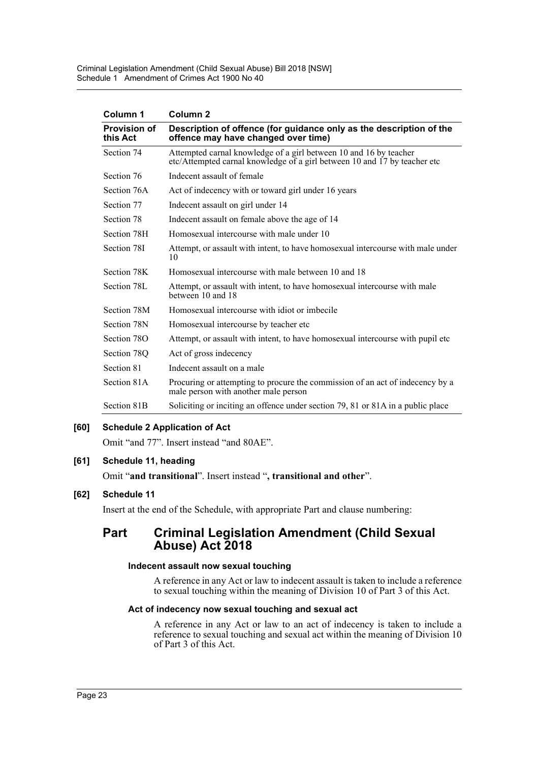| Column 1 | Column 2 |
| --- | --- |
| **Provision of this Act** | **Description of offence (for guidance only as the description of the offence may have changed over time)** |
| Section 74 | Attempted carnal knowledge of a girl between 10 and 16 by teacher etc/Attempted carnal knowledge of a girl between 10 and 17 by teacher etc |
| Section 76 | Indecent assault of female |
| Section 76A | Act of indecency with or toward girl under 16 years |
| Section 77 | Indecent assault on girl under 14 |
| Section 78 | Indecent assault on female above the age of 14 |
| Section 78H | Homosexual intercourse with male under 10 |
| Section 78I | Attempt, or assault with intent, to have homosexual intercourse with male under 10 |
| Section 78K | Homosexual intercourse with male between 10 and 18 |
| Section 78L | Attempt, or assault with intent, to have homosexual intercourse with male between 10 and 18 |
| Section 78M | Homosexual intercourse with idiot or imbecile |
| Section 78N | Homosexual intercourse by teacher etc |
| Section 78O | Attempt, or assault with intent, to have homosexual intercourse with pupil etc |
| Section 78Q | Act of gross indecency |
| Section 81 | Indecent assault on a male |
| Section 81A | Procuring or attempting to procure the commission of an act of indecency by a male person with another male person |
| Section 81B | Soliciting or inciting an offence under section 79, 81 or 81A in a public place |

**[60] Schedule 2 Application of Act**

Omit "and 77". Insert instead "and 80AE".

**[61] Schedule 11, heading**

Omit "**and transitional**". Insert instead "**, transitional and other**".

**[62] Schedule 11**

Insert at the end of the Schedule, with appropriate Part and clause numbering:

## Part Criminal Legislation Amendment (Child Sexual Abuse) Act 2018

#### Indecent assault now sexual touching

A reference in any Act or law to indecent assault is taken to include a reference to sexual touching within the meaning of Division 10 of Part 3 of this Act.

#### Act of indecency now sexual touching and sexual act

A reference in any Act or law to an act of indecency is taken to include a reference to sexual touching and sexual act within the meaning of Division 10 of Part 3 of this Act.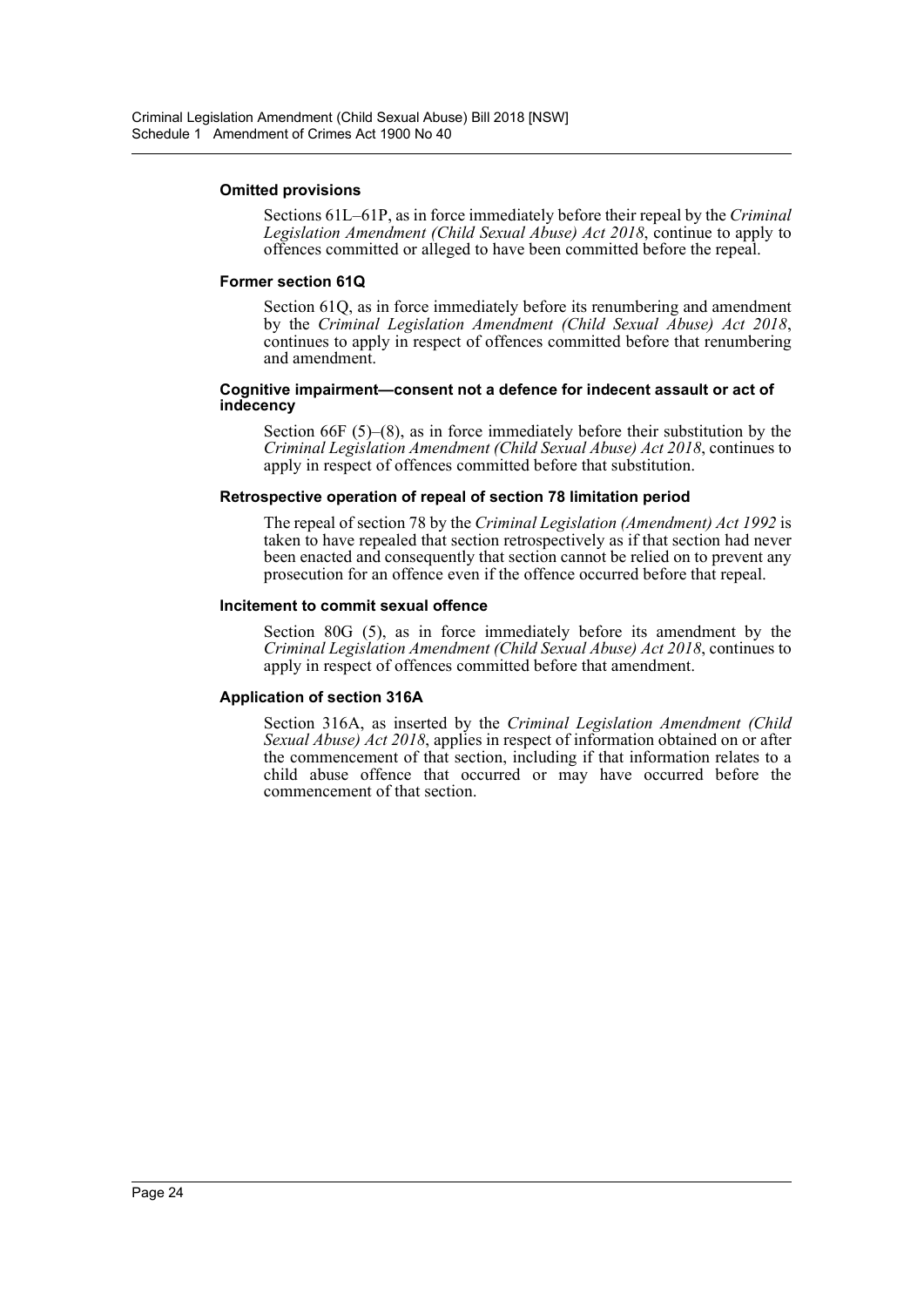#### Omitted provisions

Sections 61L–61P, as in force immediately before their repeal by the *Criminal Legislation Amendment (Child Sexual Abuse) Act 2018*, continue to apply to offences committed or alleged to have been committed before the repeal.

#### Former section 61Q

Section 61Q, as in force immediately before its renumbering and amendment by the *Criminal Legislation Amendment (Child Sexual Abuse) Act 2018*, continues to apply in respect of offences committed before that renumbering and amendment.

#### Cognitive impairment—consent not a defence for indecent assault or act of indecency

Section 66F (5)–(8), as in force immediately before their substitution by the *Criminal Legislation Amendment (Child Sexual Abuse) Act 2018*, continues to apply in respect of offences committed before that substitution.

#### Retrospective operation of repeal of section 78 limitation period

The repeal of section 78 by the *Criminal Legislation (Amendment) Act 1992* is taken to have repealed that section retrospectively as if that section had never been enacted and consequently that section cannot be relied on to prevent any prosecution for an offence even if the offence occurred before that repeal.

#### Incitement to commit sexual offence

Section 80G (5), as in force immediately before its amendment by the *Criminal Legislation Amendment (Child Sexual Abuse) Act 2018*, continues to apply in respect of offences committed before that amendment.

#### Application of section 316A

Section 316A, as inserted by the *Criminal Legislation Amendment (Child Sexual Abuse) Act 2018*, applies in respect of information obtained on or after the commencement of that section, including if that information relates to a child abuse offence that occurred or may have occurred before the commencement of that section.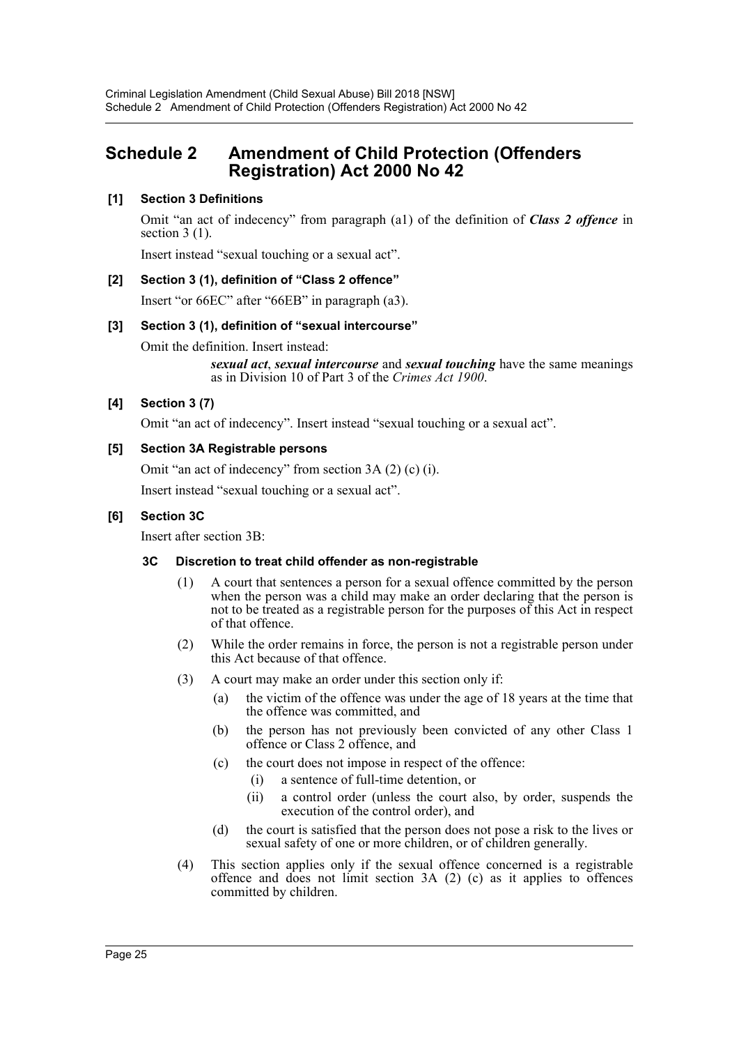# Schedule 2 Amendment of Child Protection (Offenders Registration) Act 2000 No 42

**[1] Section 3 Definitions**

Omit "an act of indecency" from paragraph (a1) of the definition of ***Class 2 offence*** in section 3 (1).

Insert instead "sexual touching or a sexual act".

**[2] Section 3 (1), definition of "Class 2 offence"**

Insert "or 66EC" after "66EB" in paragraph (a3).

**[3] Section 3 (1), definition of "sexual intercourse"**

Omit the definition. Insert instead:

> ***sexual act***, ***sexual intercourse*** and ***sexual touching*** have the same meanings as in Division 10 of Part 3 of the *Crimes Act 1900*.

**[4] Section 3 (7)**

Omit "an act of indecency". Insert instead "sexual touching or a sexual act".

**[5] Section 3A Registrable persons**

Omit "an act of indecency" from section 3A (2) (c) (i).

Insert instead "sexual touching or a sexual act".

**[6] Section 3C**

Insert after section 3B:

**3C Discretion to treat child offender as non-registrable**

(1) A court that sentences a person for a sexual offence committed by the person when the person was a child may make an order declaring that the person is not to be treated as a registrable person for the purposes of this Act in respect of that offence.

(2) While the order remains in force, the person is not a registrable person under this Act because of that offence.

(3) A court may make an order under this section only if:

- (a) the victim of the offence was under the age of 18 years at the time that the offence was committed, and
- (b) the person has not previously been convicted of any other Class 1 offence or Class 2 offence, and
- (c) the court does not impose in respect of the offence:
  - (i) a sentence of full-time detention, or
  - (ii) a control order (unless the court also, by order, suspends the execution of the control order), and
- (d) the court is satisfied that the person does not pose a risk to the lives or sexual safety of one or more children, or of children generally.

(4) This section applies only if the sexual offence concerned is a registrable offence and does not limit section 3A (2) (c) as it applies to offences committed by children.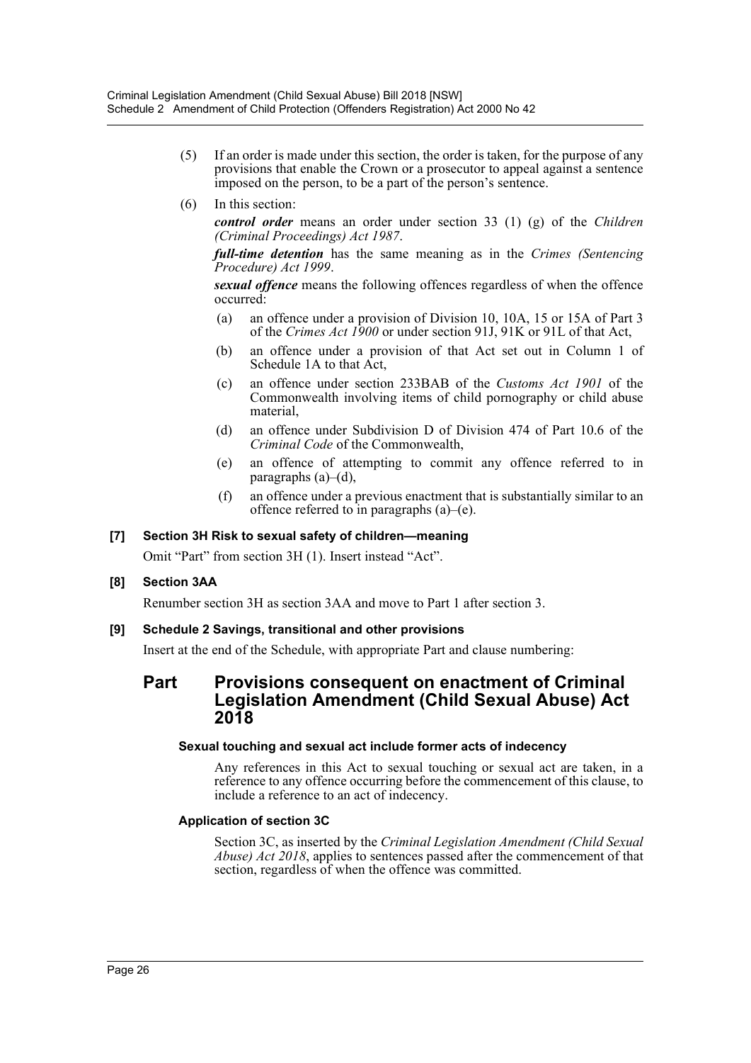(5) If an order is made under this section, the order is taken, for the purpose of any provisions that enable the Crown or a prosecutor to appeal against a sentence imposed on the person, to be a part of the person's sentence.

(6) In this section:

***control order*** means an order under section 33 (1) (g) of the *Children (Criminal Proceedings) Act 1987*.

***full-time detention*** has the same meaning as in the *Crimes (Sentencing Procedure) Act 1999*.

***sexual offence*** means the following offences regardless of when the offence occurred:

(a) an offence under a provision of Division 10, 10A, 15 or 15A of Part 3 of the *Crimes Act 1900* or under section 91J, 91K or 91L of that Act,

(b) an offence under a provision of that Act set out in Column 1 of Schedule 1A to that Act,

(c) an offence under section 233BAB of the *Customs Act 1901* of the Commonwealth involving items of child pornography or child abuse material,

(d) an offence under Subdivision D of Division 474 of Part 10.6 of the *Criminal Code* of the Commonwealth,

(e) an offence of attempting to commit any offence referred to in paragraphs (a)–(d),

(f) an offence under a previous enactment that is substantially similar to an offence referred to in paragraphs (a)–(e).

**[7] Section 3H Risk to sexual safety of children—meaning**

Omit "Part" from section 3H (1). Insert instead "Act".

**[8] Section 3AA**

Renumber section 3H as section 3AA and move to Part 1 after section 3.

**[9] Schedule 2 Savings, transitional and other provisions**

Insert at the end of the Schedule, with appropriate Part and clause numbering:

## Part Provisions consequent on enactment of Criminal Legislation Amendment (Child Sexual Abuse) Act 2018

**Sexual touching and sexual act include former acts of indecency**

Any references in this Act to sexual touching or sexual act are taken, in a reference to any offence occurring before the commencement of this clause, to include a reference to an act of indecency.

**Application of section 3C**

Section 3C, as inserted by the *Criminal Legislation Amendment (Child Sexual Abuse) Act 2018*, applies to sentences passed after the commencement of that section, regardless of when the offence was committed.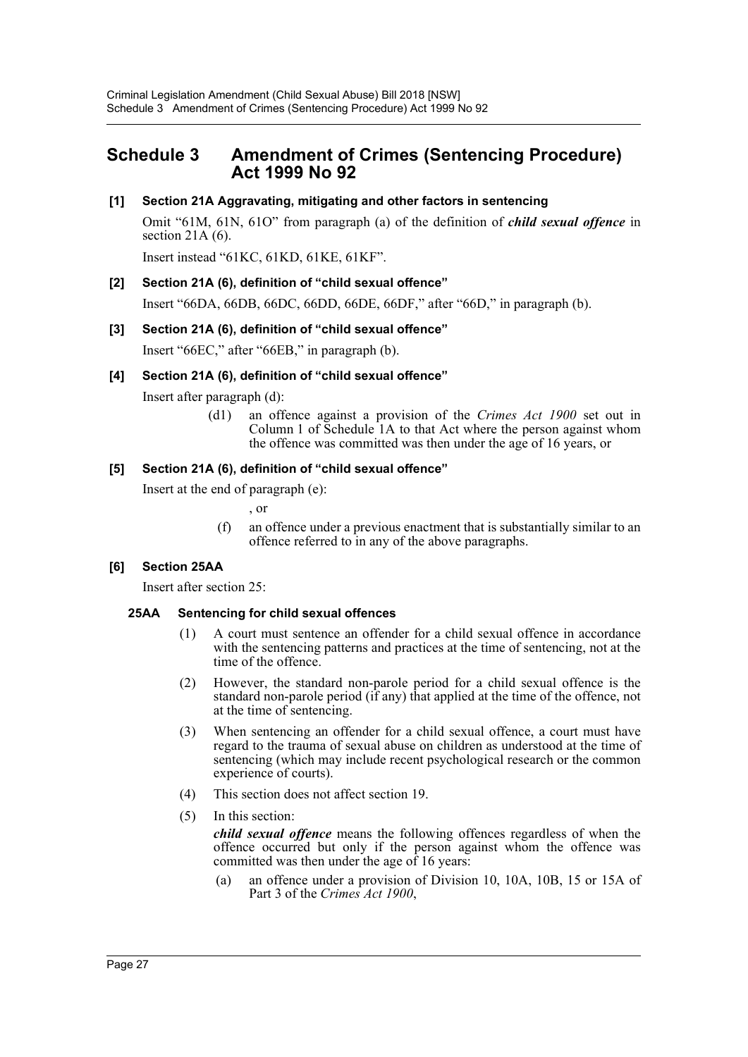# Schedule 3 Amendment of Crimes (Sentencing Procedure) Act 1999 No 92

**[1] Section 21A Aggravating, mitigating and other factors in sentencing**

Omit "61M, 61N, 61O" from paragraph (a) of the definition of ***child sexual offence*** in section 21A (6).

Insert instead "61KC, 61KD, 61KE, 61KF".

**[2] Section 21A (6), definition of "child sexual offence"**

Insert "66DA, 66DB, 66DC, 66DD, 66DE, 66DF," after "66D," in paragraph (b).

**[3] Section 21A (6), definition of "child sexual offence"**

Insert "66EC," after "66EB," in paragraph (b).

**[4] Section 21A (6), definition of "child sexual offence"**

Insert after paragraph (d):

> (d1) an offence against a provision of the *Crimes Act 1900* set out in Column 1 of Schedule 1A to that Act where the person against whom the offence was committed was then under the age of 16 years, or

**[5] Section 21A (6), definition of "child sexual offence"**

Insert at the end of paragraph (e):

> , or
>
> (f) an offence under a previous enactment that is substantially similar to an offence referred to in any of the above paragraphs.

**[6] Section 25AA**

Insert after section 25:

**25AA Sentencing for child sexual offences**

(1) A court must sentence an offender for a child sexual offence in accordance with the sentencing patterns and practices at the time of sentencing, not at the time of the offence.

(2) However, the standard non-parole period for a child sexual offence is the standard non-parole period (if any) that applied at the time of the offence, not at the time of sentencing.

(3) When sentencing an offender for a child sexual offence, a court must have regard to the trauma of sexual abuse on children as understood at the time of sentencing (which may include recent psychological research or the common experience of courts).

(4) This section does not affect section 19.

(5) In this section:

***child sexual offence*** means the following offences regardless of when the offence occurred but only if the person against whom the offence was committed was then under the age of 16 years:

(a) an offence under a provision of Division 10, 10A, 10B, 15 or 15A of Part 3 of the *Crimes Act 1900*,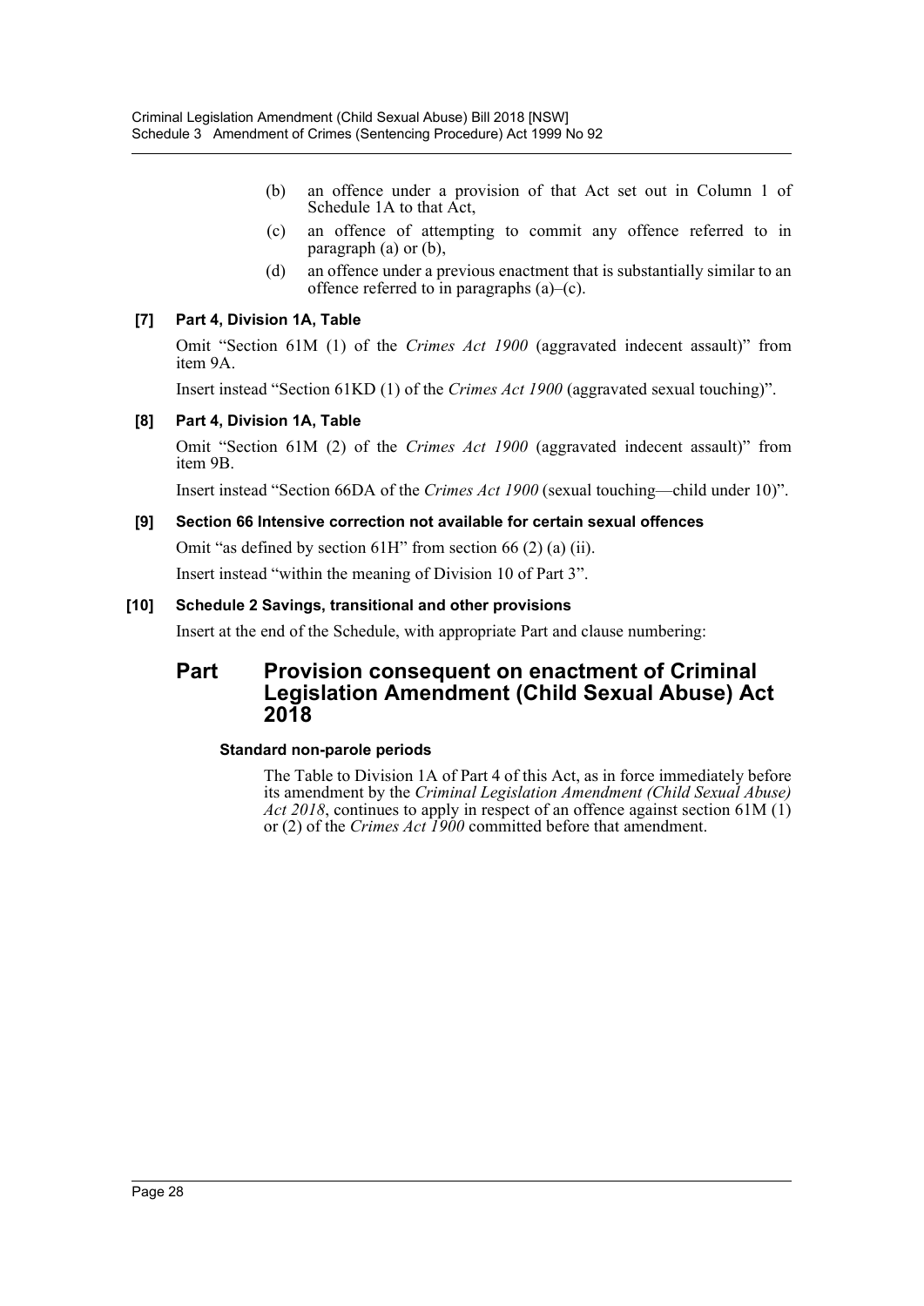(b) an offence under a provision of that Act set out in Column 1 of Schedule 1A to that Act,

(c) an offence of attempting to commit any offence referred to in paragraph (a) or (b),

(d) an offence under a previous enactment that is substantially similar to an offence referred to in paragraphs (a)–(c).

**[7] Part 4, Division 1A, Table**

Omit "Section 61M (1) of the *Crimes Act 1900* (aggravated indecent assault)" from item 9A.

Insert instead "Section 61KD (1) of the *Crimes Act 1900* (aggravated sexual touching)".

**[8] Part 4, Division 1A, Table**

Omit "Section 61M (2) of the *Crimes Act 1900* (aggravated indecent assault)" from item 9B.

Insert instead "Section 66DA of the *Crimes Act 1900* (sexual touching—child under 10)".

**[9] Section 66 Intensive correction not available for certain sexual offences**

Omit "as defined by section 61H" from section 66 (2) (a) (ii).

Insert instead "within the meaning of Division 10 of Part 3".

**[10] Schedule 2 Savings, transitional and other provisions**

Insert at the end of the Schedule, with appropriate Part and clause numbering:

## Part Provision consequent on enactment of Criminal Legislation Amendment (Child Sexual Abuse) Act 2018

**Standard non-parole periods**

The Table to Division 1A of Part 4 of this Act, as in force immediately before its amendment by the *Criminal Legislation Amendment (Child Sexual Abuse) Act 2018*, continues to apply in respect of an offence against section 61M (1) or (2) of the *Crimes Act 1900* committed before that amendment.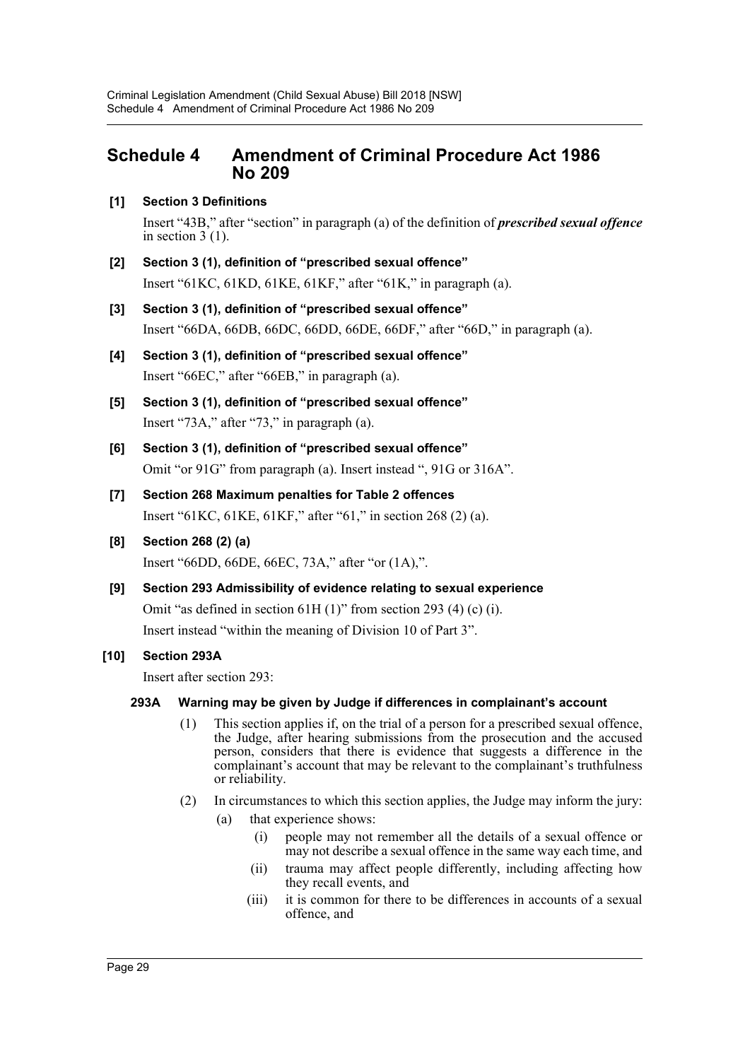# Schedule 4 Amendment of Criminal Procedure Act 1986 No 209

**[1] Section 3 Definitions**

Insert "43B," after "section" in paragraph (a) of the definition of ***prescribed sexual offence*** in section 3 (1).

**[2] Section 3 (1), definition of "prescribed sexual offence"**

Insert "61KC, 61KD, 61KE, 61KF," after "61K," in paragraph (a).

**[3] Section 3 (1), definition of "prescribed sexual offence"**

Insert "66DA, 66DB, 66DC, 66DD, 66DE, 66DF," after "66D," in paragraph (a).

**[4] Section 3 (1), definition of "prescribed sexual offence"**

Insert "66EC," after "66EB," in paragraph (a).

**[5] Section 3 (1), definition of "prescribed sexual offence"**

Insert "73A," after "73," in paragraph (a).

**[6] Section 3 (1), definition of "prescribed sexual offence"**

Omit "or 91G" from paragraph (a). Insert instead ", 91G or 316A".

**[7] Section 268 Maximum penalties for Table 2 offences**

Insert "61KC, 61KE, 61KF," after "61," in section 268 (2) (a).

**[8] Section 268 (2) (a)**

Insert "66DD, 66DE, 66EC, 73A," after "or (1A),".

**[9] Section 293 Admissibility of evidence relating to sexual experience**

Omit "as defined in section 61H (1)" from section 293 (4) (c) (i).

Insert instead "within the meaning of Division 10 of Part 3".

**[10] Section 293A**

Insert after section 293:

**293A Warning may be given by Judge if differences in complainant's account**

(1) This section applies if, on the trial of a person for a prescribed sexual offence, the Judge, after hearing submissions from the prosecution and the accused person, considers that there is evidence that suggests a difference in the complainant's account that may be relevant to the complainant's truthfulness or reliability.

(2) In circumstances to which this section applies, the Judge may inform the jury:

(a) that experience shows:

(i) people may not remember all the details of a sexual offence or may not describe a sexual offence in the same way each time, and

(ii) trauma may affect people differently, including affecting how they recall events, and

(iii) it is common for there to be differences in accounts of a sexual offence, and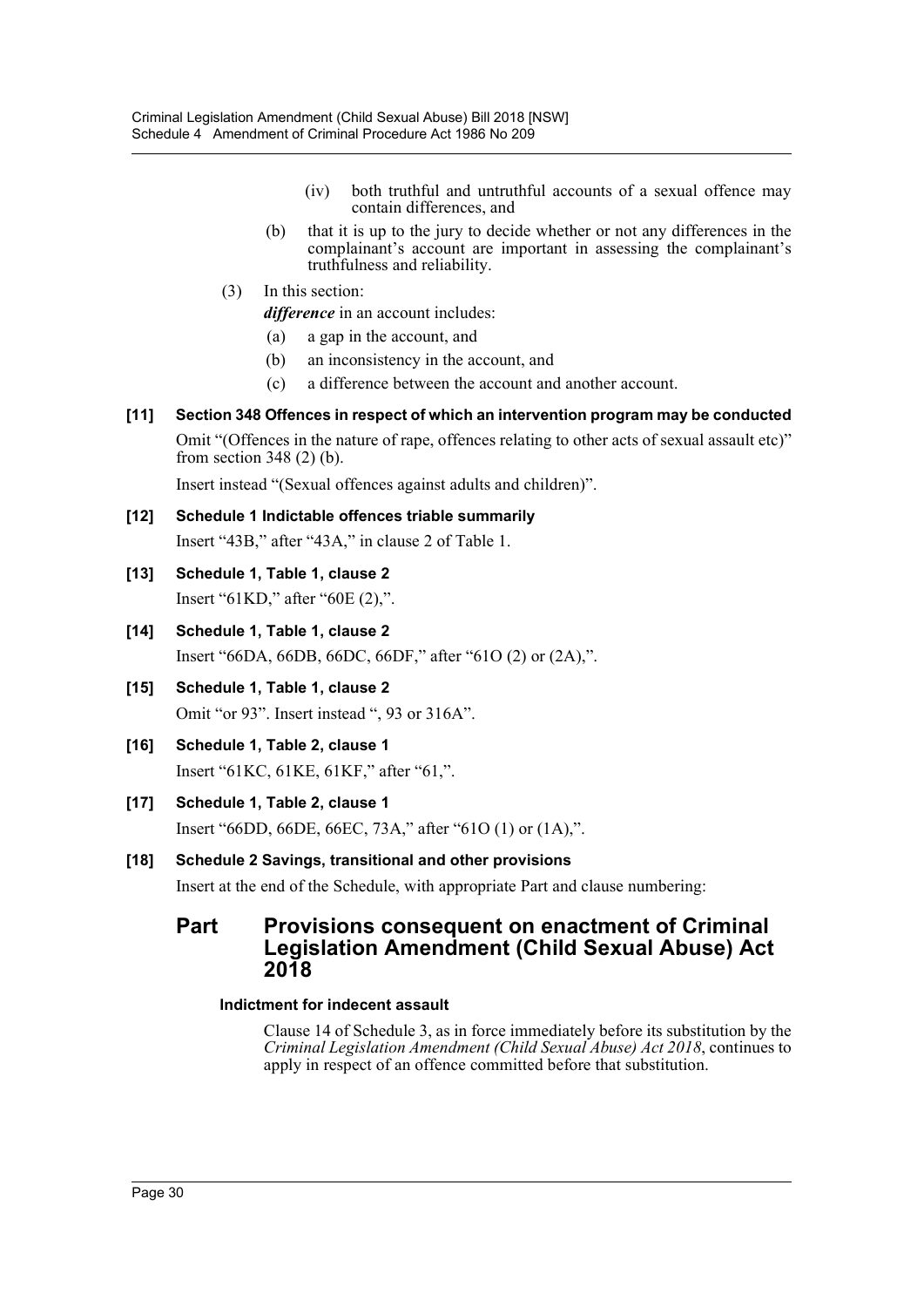(iv) both truthful and untruthful accounts of a sexual offence may contain differences, and

(b) that it is up to the jury to decide whether or not any differences in the complainant's account are important in assessing the complainant's truthfulness and reliability.

(3) In this section:

***difference*** in an account includes:

(a) a gap in the account, and

(b) an inconsistency in the account, and

(c) a difference between the account and another account.

**[11] Section 348 Offences in respect of which an intervention program may be conducted**

Omit "(Offences in the nature of rape, offences relating to other acts of sexual assault etc)" from section 348 (2) (b).

Insert instead "(Sexual offences against adults and children)".

**[12] Schedule 1 Indictable offences triable summarily**

Insert "43B," after "43A," in clause 2 of Table 1.

**[13] Schedule 1, Table 1, clause 2**

Insert "61KD," after "60E (2),".

**[14] Schedule 1, Table 1, clause 2**

Insert "66DA, 66DB, 66DC, 66DF," after "61O (2) or (2A),".

**[15] Schedule 1, Table 1, clause 2**

Omit "or 93". Insert instead ", 93 or 316A".

**[16] Schedule 1, Table 2, clause 1**

Insert "61KC, 61KE, 61KF," after "61,".

**[17] Schedule 1, Table 2, clause 1**

Insert "66DD, 66DE, 66EC, 73A," after "61O (1) or (1A),".

**[18] Schedule 2 Savings, transitional and other provisions**

Insert at the end of the Schedule, with appropriate Part and clause numbering:

## Part Provisions consequent on enactment of Criminal Legislation Amendment (Child Sexual Abuse) Act 2018

**Indictment for indecent assault**

Clause 14 of Schedule 3, as in force immediately before its substitution by the *Criminal Legislation Amendment (Child Sexual Abuse) Act 2018*, continues to apply in respect of an offence committed before that substitution.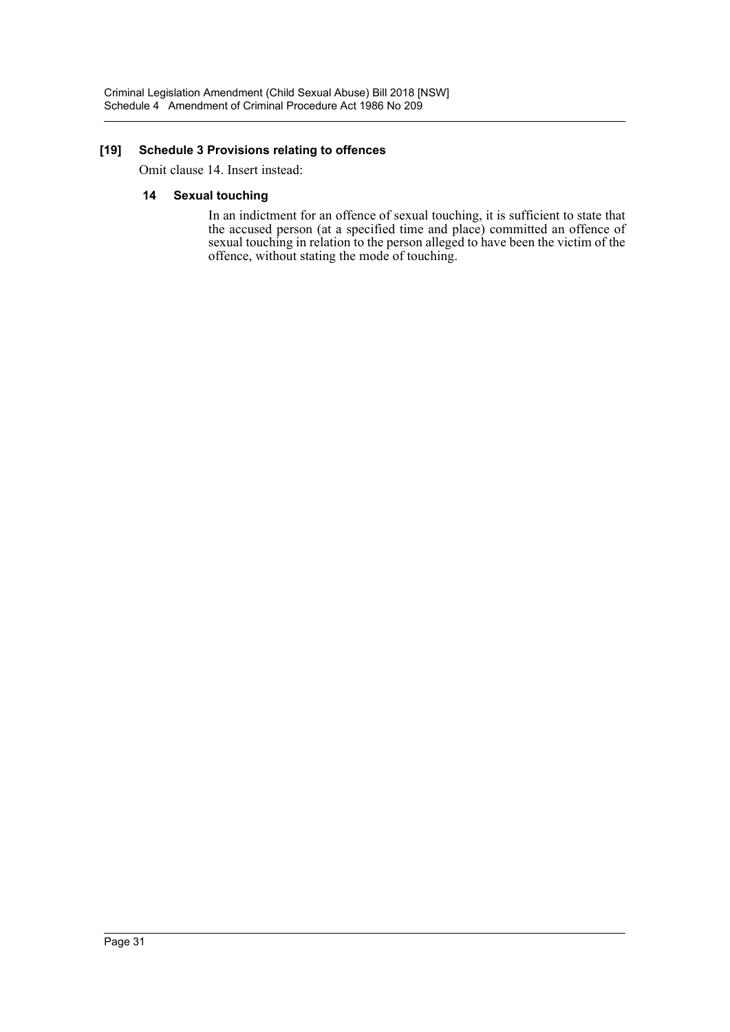**[19] Schedule 3 Provisions relating to offences**

Omit clause 14. Insert instead:

**14 Sexual touching**

In an indictment for an offence of sexual touching, it is sufficient to state that the accused person (at a specified time and place) committed an offence of sexual touching in relation to the person alleged to have been the victim of the offence, without stating the mode of touching.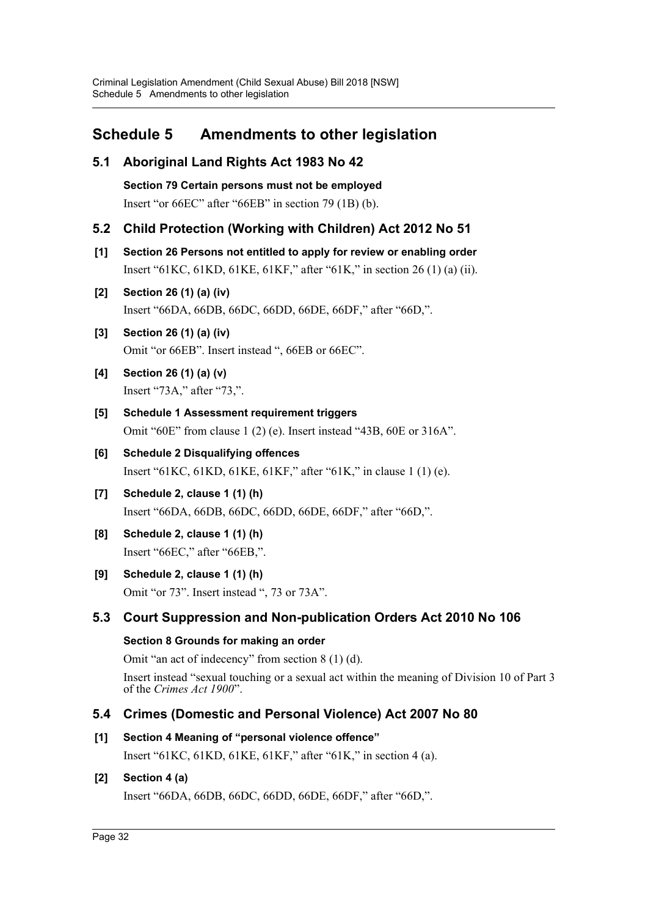# Schedule 5 Amendments to other legislation

## 5.1 Aboriginal Land Rights Act 1983 No 42

**Section 79 Certain persons must not be employed**

Insert "or 66EC" after "66EB" in section 79 (1B) (b).

## 5.2 Child Protection (Working with Children) Act 2012 No 51

**[1] Section 26 Persons not entitled to apply for review or enabling order**

Insert "61KC, 61KD, 61KE, 61KF," after "61K," in section 26 (1) (a) (ii).

**[2] Section 26 (1) (a) (iv)**

Insert "66DA, 66DB, 66DC, 66DD, 66DE, 66DF," after "66D,".

**[3] Section 26 (1) (a) (iv)**

Omit "or 66EB". Insert instead ", 66EB or 66EC".

**[4] Section 26 (1) (a) (v)**

Insert "73A," after "73,".

**[5] Schedule 1 Assessment requirement triggers**

Omit "60E" from clause 1 (2) (e). Insert instead "43B, 60E or 316A".

**[6] Schedule 2 Disqualifying offences**

Insert "61KC, 61KD, 61KE, 61KF," after "61K," in clause 1 (1) (e).

**[7] Schedule 2, clause 1 (1) (h)**

Insert "66DA, 66DB, 66DC, 66DD, 66DE, 66DF," after "66D,".

**[8] Schedule 2, clause 1 (1) (h)**

Insert "66EC," after "66EB,".

**[9] Schedule 2, clause 1 (1) (h)**

Omit "or 73". Insert instead ", 73 or 73A".

## 5.3 Court Suppression and Non-publication Orders Act 2010 No 106

**Section 8 Grounds for making an order**

Omit "an act of indecency" from section 8 (1) (d).

Insert instead "sexual touching or a sexual act within the meaning of Division 10 of Part 3 of the *Crimes Act 1900*".

## 5.4 Crimes (Domestic and Personal Violence) Act 2007 No 80

**[1] Section 4 Meaning of "personal violence offence"**

Insert "61KC, 61KD, 61KE, 61KF," after "61K," in section 4 (a).

**[2] Section 4 (a)**

Insert "66DA, 66DB, 66DC, 66DD, 66DE, 66DF," after "66D,".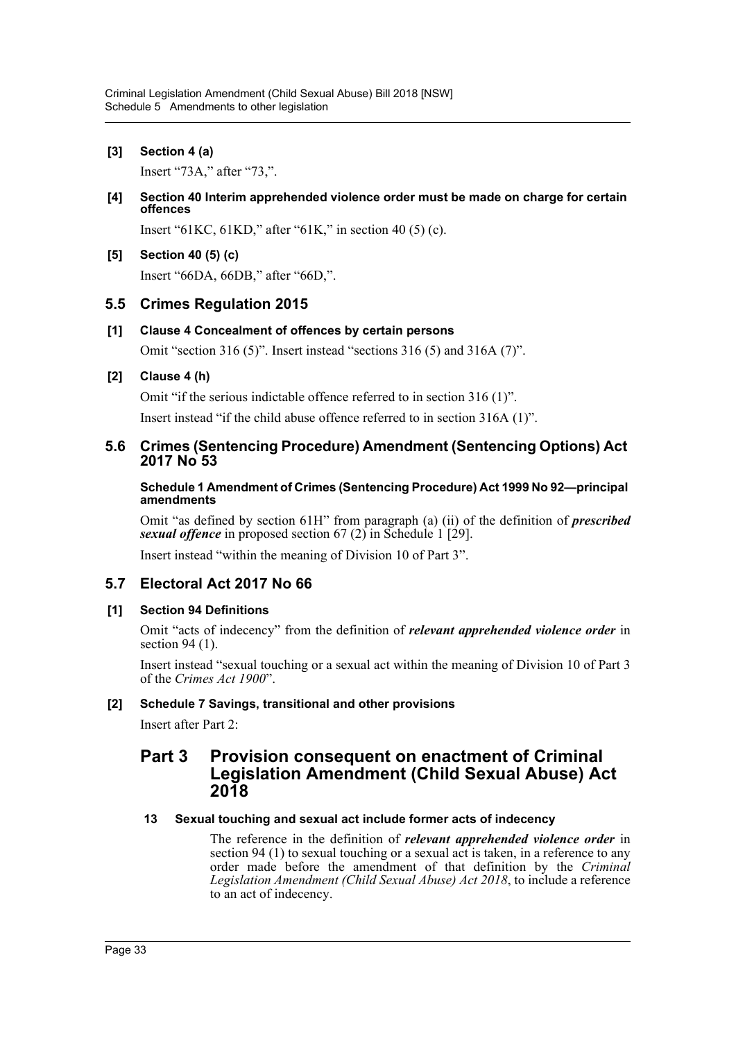**[3] Section 4 (a)**

Insert "73A," after "73,".

**[4] Section 40 Interim apprehended violence order must be made on charge for certain offences**

Insert "61KC, 61KD," after "61K," in section 40 (5) (c).

**[5] Section 40 (5) (c)**

Insert "66DA, 66DB," after "66D,".

## 5.5 Crimes Regulation 2015

**[1] Clause 4 Concealment of offences by certain persons**

Omit "section 316 (5)". Insert instead "sections 316 (5) and 316A (7)".

**[2] Clause 4 (h)**

Omit "if the serious indictable offence referred to in section 316 (1)".

Insert instead "if the child abuse offence referred to in section 316A (1)".

## 5.6 Crimes (Sentencing Procedure) Amendment (Sentencing Options) Act 2017 No 53

**Schedule 1 Amendment of Crimes (Sentencing Procedure) Act 1999 No 92—principal amendments**

Omit "as defined by section 61H" from paragraph (a) (ii) of the definition of ***prescribed sexual offence*** in proposed section 67 (2) in Schedule 1 [29].

Insert instead "within the meaning of Division 10 of Part 3".

## 5.7 Electoral Act 2017 No 66

**[1] Section 94 Definitions**

Omit "acts of indecency" from the definition of ***relevant apprehended violence order*** in section 94 (1).

Insert instead "sexual touching or a sexual act within the meaning of Division 10 of Part 3 of the *Crimes Act 1900*".

**[2] Schedule 7 Savings, transitional and other provisions**

Insert after Part 2:

# Part 3 Provision consequent on enactment of Criminal Legislation Amendment (Child Sexual Abuse) Act 2018

**13 Sexual touching and sexual act include former acts of indecency**

The reference in the definition of ***relevant apprehended violence order*** in section 94 (1) to sexual touching or a sexual act is taken, in a reference to any order made before the amendment of that definition by the *Criminal Legislation Amendment (Child Sexual Abuse) Act 2018*, to include a reference to an act of indecency.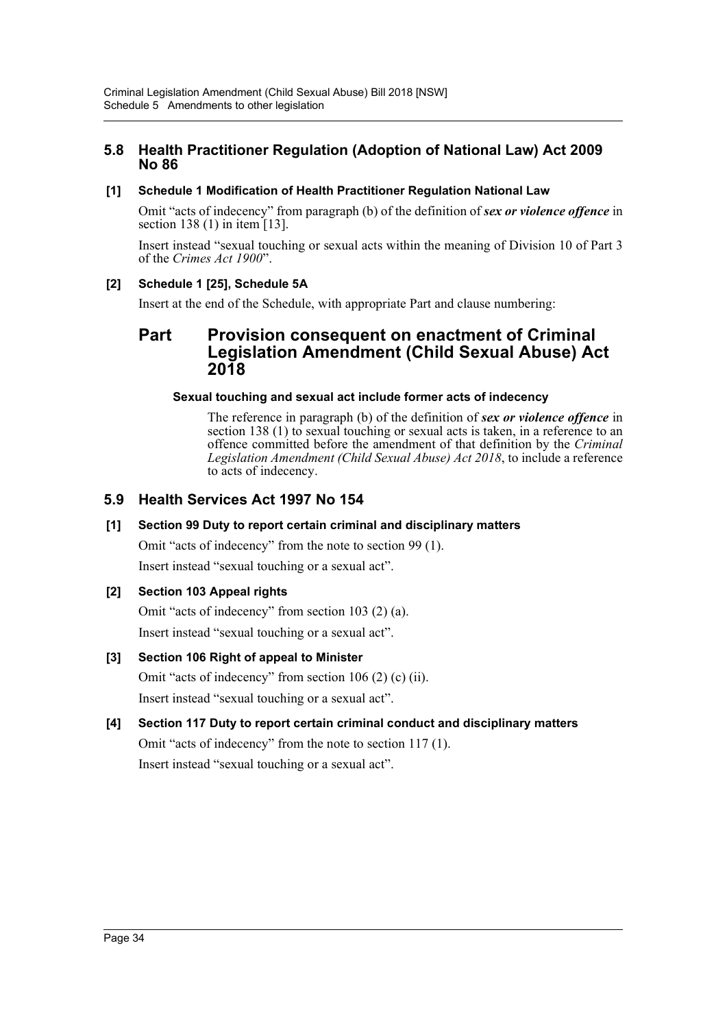## 5.8 Health Practitioner Regulation (Adoption of National Law) Act 2009 No 86

### [1] Schedule 1 Modification of Health Practitioner Regulation National Law

Omit "acts of indecency" from paragraph (b) of the definition of ***sex or violence offence*** in section 138 (1) in item [13].

Insert instead "sexual touching or sexual acts within the meaning of Division 10 of Part 3 of the *Crimes Act 1900*".

### [2] Schedule 1 [25], Schedule 5A

Insert at the end of the Schedule, with appropriate Part and clause numbering:

## Part Provision consequent on enactment of Criminal Legislation Amendment (Child Sexual Abuse) Act 2018

#### Sexual touching and sexual act include former acts of indecency

The reference in paragraph (b) of the definition of ***sex or violence offence*** in section 138 (1) to sexual touching or sexual acts is taken, in a reference to an offence committed before the amendment of that definition by the *Criminal Legislation Amendment (Child Sexual Abuse) Act 2018*, to include a reference to acts of indecency.

## 5.9 Health Services Act 1997 No 154

### [1] Section 99 Duty to report certain criminal and disciplinary matters

Omit "acts of indecency" from the note to section 99 (1).

Insert instead "sexual touching or a sexual act".

### [2] Section 103 Appeal rights

Omit "acts of indecency" from section 103 (2) (a).

Insert instead "sexual touching or a sexual act".

### [3] Section 106 Right of appeal to Minister

Omit "acts of indecency" from section 106 (2) (c) (ii).

Insert instead "sexual touching or a sexual act".

### [4] Section 117 Duty to report certain criminal conduct and disciplinary matters

Omit "acts of indecency" from the note to section 117 (1).

Insert instead "sexual touching or a sexual act".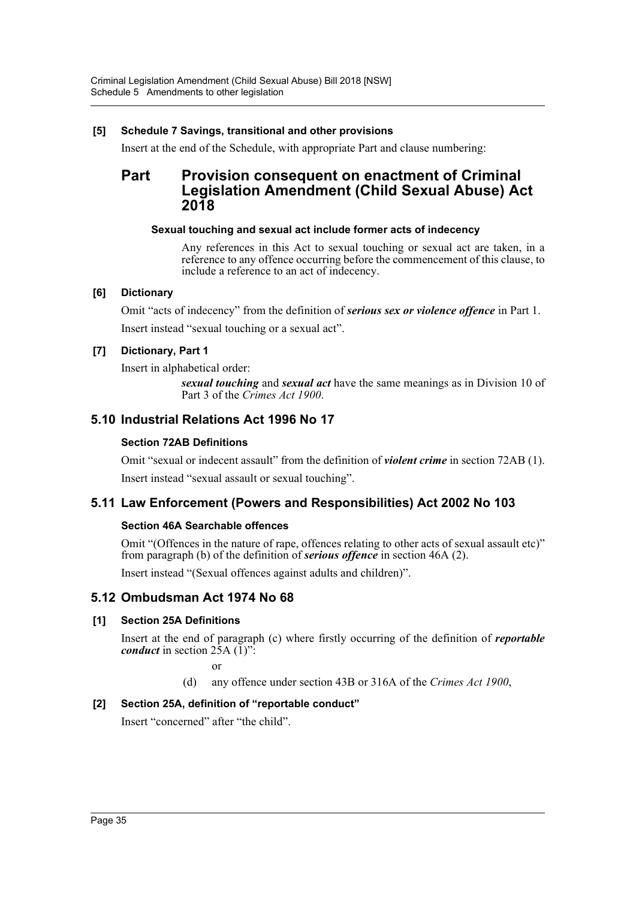**[5] Schedule 7 Savings, transitional and other provisions**

Insert at the end of the Schedule, with appropriate Part and clause numbering:

## Part Provision consequent on enactment of Criminal Legislation Amendment (Child Sexual Abuse) Act 2018

**Sexual touching and sexual act include former acts of indecency**

Any references in this Act to sexual touching or sexual act are taken, in a reference to any offence occurring before the commencement of this clause, to include a reference to an act of indecency.

**[6] Dictionary**

Omit "acts of indecency" from the definition of ***serious sex or violence offence*** in Part 1.

Insert instead "sexual touching or a sexual act".

**[7] Dictionary, Part 1**

Insert in alphabetical order:

> ***sexual touching*** and ***sexual act*** have the same meanings as in Division 10 of Part 3 of the *Crimes Act 1900*.

## 5.10 Industrial Relations Act 1996 No 17

**Section 72AB Definitions**

Omit "sexual or indecent assault" from the definition of ***violent crime*** in section 72AB (1).

Insert instead "sexual assault or sexual touching".

## 5.11 Law Enforcement (Powers and Responsibilities) Act 2002 No 103

**Section 46A Searchable offences**

Omit "(Offences in the nature of rape, offences relating to other acts of sexual assault etc)" from paragraph (b) of the definition of ***serious offence*** in section 46A (2).

Insert instead "(Sexual offences against adults and children)".

## 5.12 Ombudsman Act 1974 No 68

**[1] Section 25A Definitions**

Insert at the end of paragraph (c) where firstly occurring of the definition of ***reportable conduct*** in section 25A (1)":

> or
>
> (d) any offence under section 43B or 316A of the *Crimes Act 1900*,

**[2] Section 25A, definition of "reportable conduct"**

Insert "concerned" after "the child".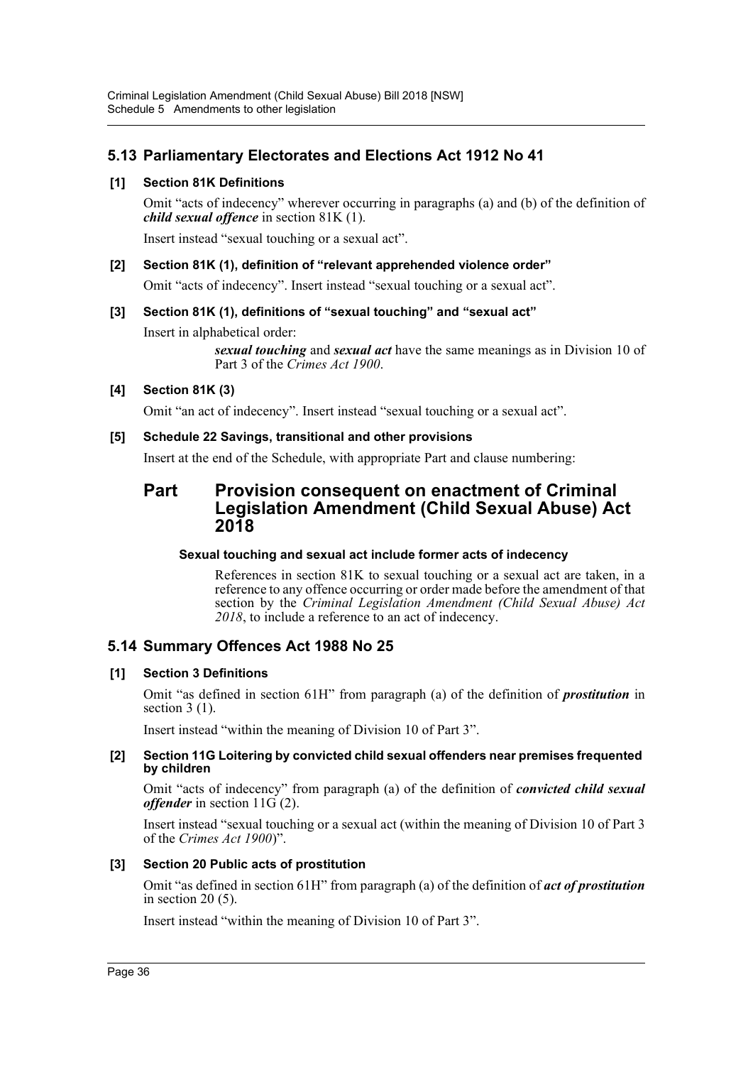## 5.13 Parliamentary Electorates and Elections Act 1912 No 41

### [1] Section 81K Definitions

Omit "acts of indecency" wherever occurring in paragraphs (a) and (b) of the definition of ***child sexual offence*** in section 81K (1).

Insert instead "sexual touching or a sexual act".

### [2] Section 81K (1), definition of "relevant apprehended violence order"

Omit "acts of indecency". Insert instead "sexual touching or a sexual act".

### [3] Section 81K (1), definitions of "sexual touching" and "sexual act"

Insert in alphabetical order:

> ***sexual touching*** and ***sexual act*** have the same meanings as in Division 10 of Part 3 of the *Crimes Act 1900*.

### [4] Section 81K (3)

Omit "an act of indecency". Insert instead "sexual touching or a sexual act".

### [5] Schedule 22 Savings, transitional and other provisions

Insert at the end of the Schedule, with appropriate Part and clause numbering:

## Part Provision consequent on enactment of Criminal Legislation Amendment (Child Sexual Abuse) Act 2018

#### Sexual touching and sexual act include former acts of indecency

References in section 81K to sexual touching or a sexual act are taken, in a reference to any offence occurring or order made before the amendment of that section by the *Criminal Legislation Amendment (Child Sexual Abuse) Act 2018*, to include a reference to an act of indecency.

## 5.14 Summary Offences Act 1988 No 25

### [1] Section 3 Definitions

Omit "as defined in section 61H" from paragraph (a) of the definition of ***prostitution*** in section 3 (1).

Insert instead "within the meaning of Division 10 of Part 3".

### [2] Section 11G Loitering by convicted child sexual offenders near premises frequented by children

Omit "acts of indecency" from paragraph (a) of the definition of ***convicted child sexual offender*** in section 11G (2).

Insert instead "sexual touching or a sexual act (within the meaning of Division 10 of Part 3 of the *Crimes Act 1900*)".

### [3] Section 20 Public acts of prostitution

Omit "as defined in section 61H" from paragraph (a) of the definition of ***act of prostitution*** in section 20 (5).

Insert instead "within the meaning of Division 10 of Part 3".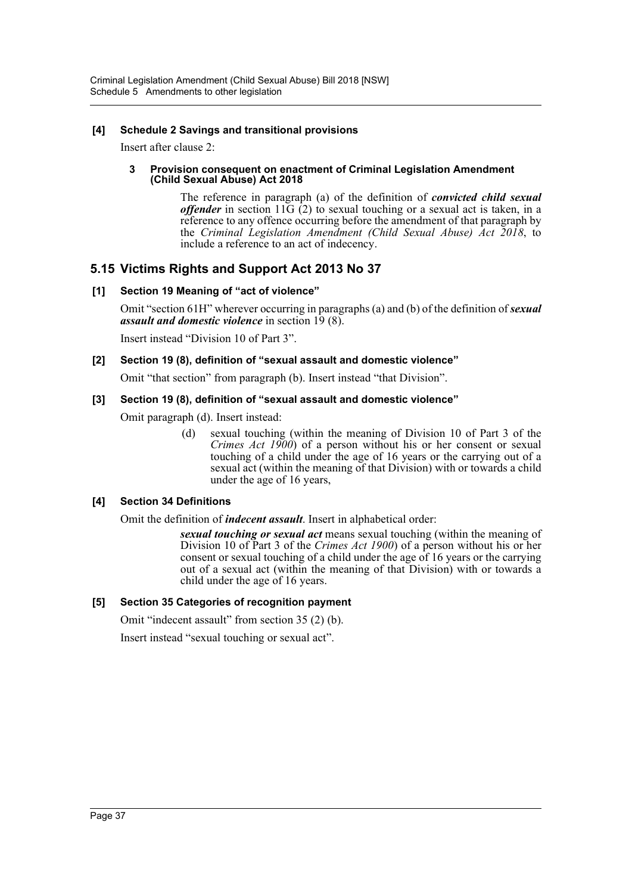**[4] Schedule 2 Savings and transitional provisions**

Insert after clause 2:

**3 Provision consequent on enactment of Criminal Legislation Amendment (Child Sexual Abuse) Act 2018**

The reference in paragraph (a) of the definition of ***convicted child sexual offender*** in section 11G (2) to sexual touching or a sexual act is taken, in a reference to any offence occurring before the amendment of that paragraph by the *Criminal Legislation Amendment (Child Sexual Abuse) Act 2018*, to include a reference to an act of indecency.

## 5.15 Victims Rights and Support Act 2013 No 37

**[1] Section 19 Meaning of "act of violence"**

Omit "section 61H" wherever occurring in paragraphs (a) and (b) of the definition of ***sexual assault and domestic violence*** in section 19 (8).

Insert instead "Division 10 of Part 3".

**[2] Section 19 (8), definition of "sexual assault and domestic violence"**

Omit "that section" from paragraph (b). Insert instead "that Division".

**[3] Section 19 (8), definition of "sexual assault and domestic violence"**

Omit paragraph (d). Insert instead:

(d) sexual touching (within the meaning of Division 10 of Part 3 of the *Crimes Act 1900*) of a person without his or her consent or sexual touching of a child under the age of 16 years or the carrying out of a sexual act (within the meaning of that Division) with or towards a child under the age of 16 years,

**[4] Section 34 Definitions**

Omit the definition of ***indecent assault***. Insert in alphabetical order:

***sexual touching or sexual act*** means sexual touching (within the meaning of Division 10 of Part 3 of the *Crimes Act 1900*) of a person without his or her consent or sexual touching of a child under the age of 16 years or the carrying out of a sexual act (within the meaning of that Division) with or towards a child under the age of 16 years.

**[5] Section 35 Categories of recognition payment**

Omit "indecent assault" from section 35 (2) (b).

Insert instead "sexual touching or sexual act".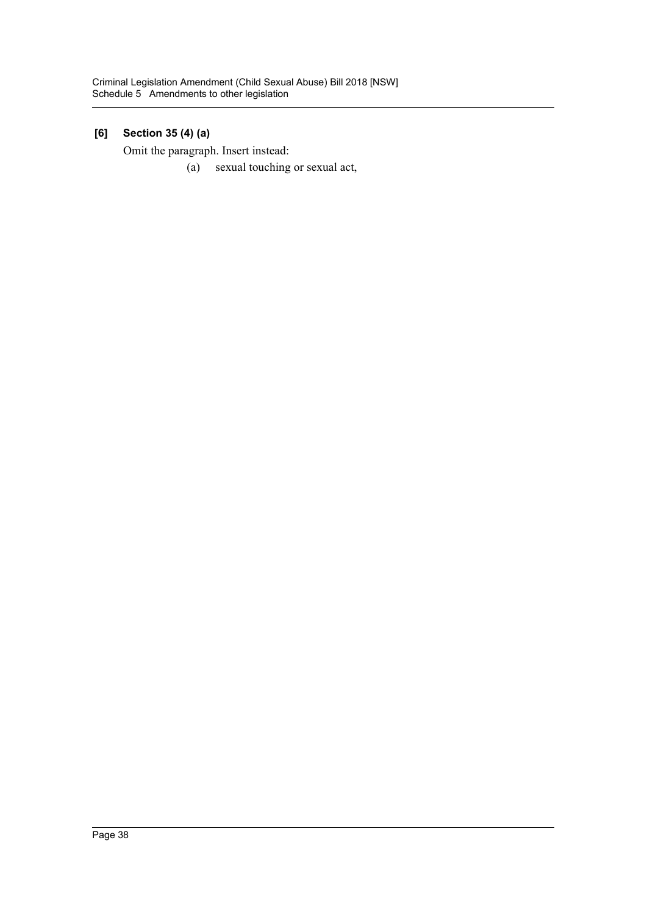**[6] Section 35 (4) (a)**

Omit the paragraph. Insert instead:

(a) sexual touching or sexual act,